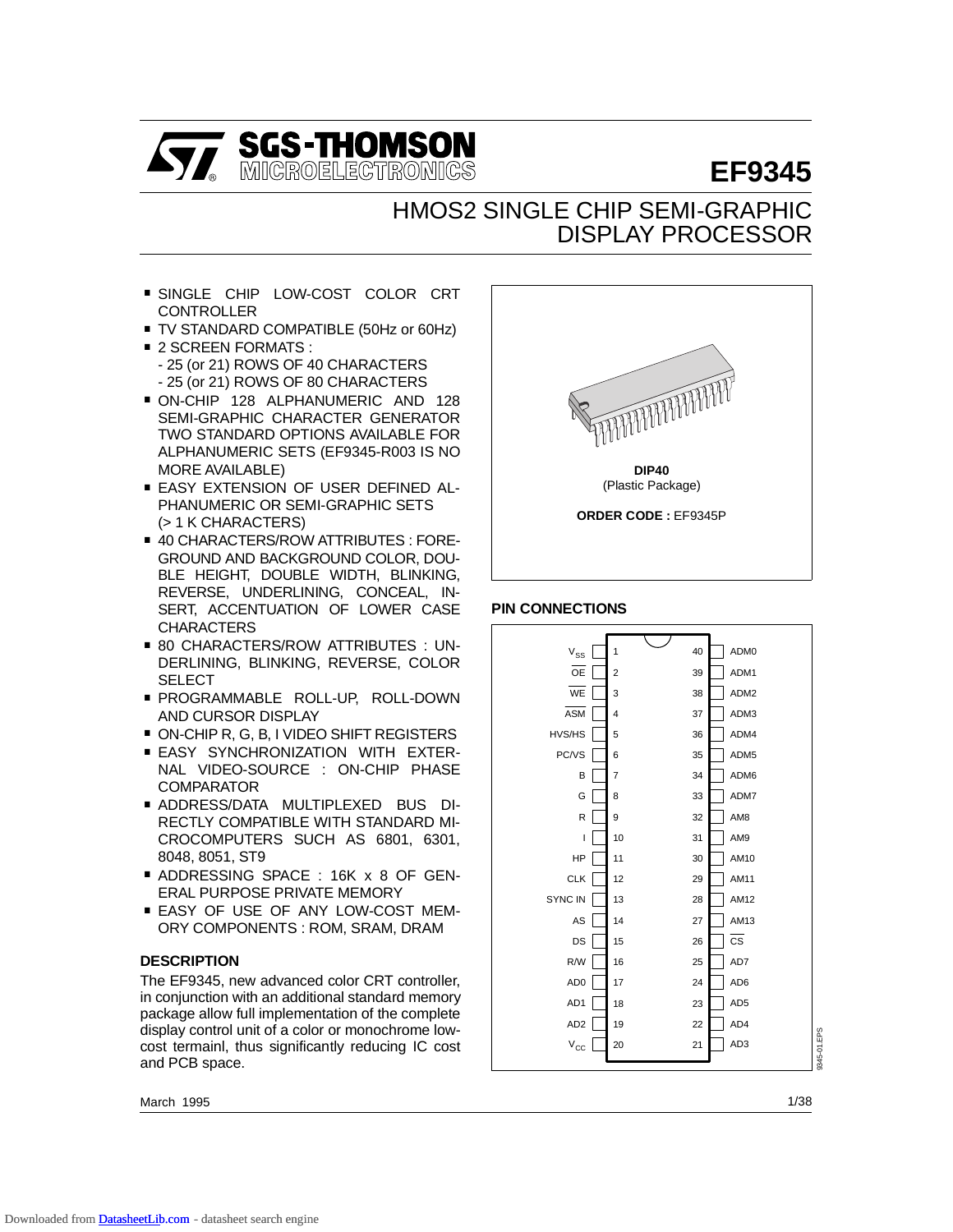# EF9345

## HMOS2 SINGLE CHIP SEMI-GRAPHIC DISPLAY PROCESSOR

- SINGLE CHIP LOW-COST COLOR CRT CONTROLLER
- TV STANDARD COMPATIBLE (50Hz or 60Hz)
- 2 SCREEN FORMATS :
  - 25 (or 21) ROWS OF 40 CHARACTERS
  - 25 (or 21) ROWS OF 80 CHARACTERS
- ON-CHIP 128 ALPHANUMERIC AND 128 SEMI-GRAPHIC CHARACTER GENERATOR TWO STANDARD OPTIONS AVAILABLE FOR ALPHANUMERIC SETS (EF9345-R003 IS NO MORE AVAILABLE)
- EASY EXTENSION OF USER DEFINED ALPHANUMERIC OR SEMI-GRAPHIC SETS (> 1 K CHARACTERS)
- 40 CHARACTERS/ROW ATTRIBUTES : FOREGROUND AND BACKGROUND COLOR, DOUBLE HEIGHT, DOUBLE WIDTH, BLINKING, REVERSE, UNDERLINING, CONCEAL, INSERT, ACCENTUATION OF LOWER CASE CHARACTERS
- 80 CHARACTERS/ROW ATTRIBUTES : UNDERLINING, BLINKING, REVERSE, COLOR SELECT
- PROGRAMMABLE ROLL-UP, ROLL-DOWN AND CURSOR DISPLAY
- ON-CHIP R, G, B, I VIDEO SHIFT REGISTERS
- EASY SYNCHRONIZATION WITH EXTERNAL VIDEO-SOURCE : ON-CHIP PHASE COMPARATOR
- ADDRESS/DATA MULTIPLEXED BUS DIRECTLY COMPATIBLE WITH STANDARD MICROCOMPUTERS SUCH AS 6801, 6301, 8048, 8051, ST9
- ADDRESSING SPACE : 16K x 8 OF GENERAL PURPOSE PRIVATE MEMORY
- EASY OF USE OF ANY LOW-COST MEMORY COMPONENTS : ROM, SRAM, DRAM

**DIP40**
(Plastic Package)

**ORDER CODE :** EF9345P

### DESCRIPTION

The EF9345, new advanced color CRT controller, in conjunction with an additional standard memory package allow full implementation of the complete display control unit of a color or monochrome low-cost termainl, thus significantly reducing IC cost and PCB space.

### PIN CONNECTIONS

| Signal | Pin | Pin | Signal |
|---|---|---|---|
| $V_{SS}$ | 1 | 40 | ADM0 |
| $\overline{OE}$ | 2 | 39 | ADM1 |
| $\overline{WE}$ | 3 | 38 | ADM2 |
| $\overline{ASM}$ | 4 | 37 | ADM3 |
| HVS/HS | 5 | 36 | ADM4 |
| PC/VS | 6 | 35 | ADM5 |
| B | 7 | 34 | ADM6 |
| G | 8 | 33 | ADM7 |
| R | 9 | 32 | AM8 |
| I | 10 | 31 | AM9 |
| HP | 11 | 30 | AM10 |
| CLK | 12 | 29 | AM11 |
| SYNC IN | 13 | 28 | AM12 |
| AS | 14 | 27 | AM13 |
| DS | 15 | 26 | $\overline{CS}$ |
| R/W | 16 | 25 | AD7 |
| AD0 | 17 | 24 | AD6 |
| AD1 | 18 | 23 | AD5 |
| AD2 | 19 | 22 | AD4 |
| $V_{CC}$ | 20 | 21 | AD3 |

March 1995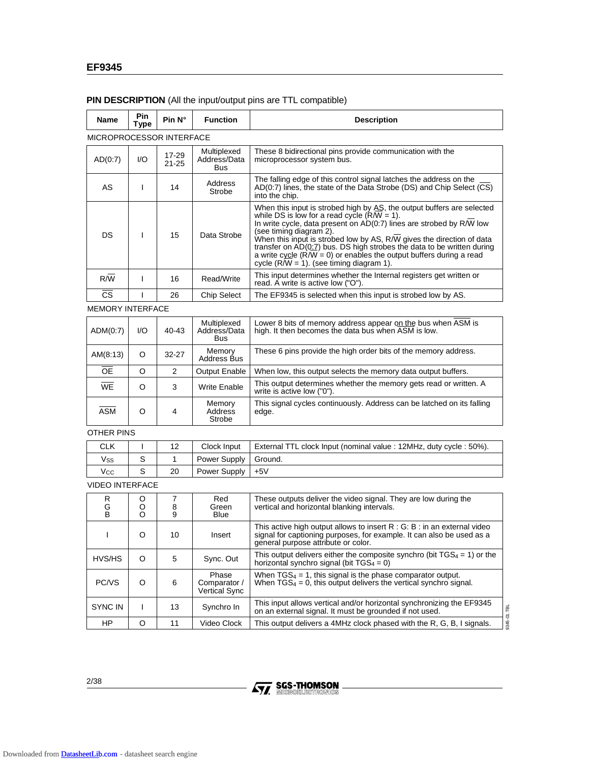**PIN DESCRIPTION** (All the input/output pins are TTL compatible)

| Name | Pin Type | Pin N° | Function | Description |
|---|---|---|---|---|
| MICROPROCESSOR INTERFACE | | | | |
| AD(0:7) | I/O | 17-29 21-25 | Multiplexed Address/Data Bus | These 8 bidirectional pins provide communication with the microprocessor system bus. |
| AS | I | 14 | Address Strobe | The falling edge of this control signal latches the address on the AD(0:7) lines, the state of the Data Strobe (DS) and Chip Select ($\overline{CS}$) into the chip. |
| DS | I | 15 | Data Strobe | When this input is strobed high by AS, the output buffers are selected while DS is low for a read cycle (R/$\overline{W}$ = 1). In write cycle, data present on AD(0:7) lines are strobed by R/$\overline{W}$ low (see timing diagram 2). When this input is strobed low by AS, R/$\overline{W}$ gives the direction of data transfer on AD(0:7) bus. DS high strobes the data to be written during a write cycle (R/$\overline{W}$ = 0) or enables the output buffers during a read cycle (R/$\overline{W}$ = 1). (see timing diagram 1). |
| R/$\overline{W}$ | I | 16 | Read/Write | This input determines whether the Internal registers get written or read. A write is active low ("O"). |
| $\overline{CS}$ | I | 26 | Chip Select | The EF9345 is selected when this input is strobed low by AS. |
| MEMORY INTERFACE | | | | |
| ADM(0:7) | I/O | 40-43 | Multiplexed Address/Data Bus | Lower 8 bits of memory address appear on the bus when $\overline{ASM}$ is high. It then becomes the data bus when ASM is low. |
| AM(8:13) | O | 32-27 | Memory Address Bus | These 6 pins provide the high order bits of the memory address. |
| $\overline{OE}$ | O | 2 | Output Enable | When low, this output selects the memory data output buffers. |
| $\overline{WE}$ | O | 3 | Write Enable | This output determines whether the memory gets read or written. A write is active low ("0"). |
| $\overline{ASM}$ | O | 4 | Memory Address Strobe | This signal cycles continuously. Address can be latched on its falling edge. |
| OTHER PINS | | | | |
| CLK | I | 12 | Clock Input | External TTL clock Input (nominal value : 12MHz, duty cycle : 50%). |
| $V_{SS}$ | S | 1 | Power Supply | Ground. |
| $V_{CC}$ | S | 20 | Power Supply | +5V |
| VIDEO INTERFACE | | | | |
| R G B | O O O | 7 8 9 | Red Green Blue | These outputs deliver the video signal. They are low during the vertical and horizontal blanking intervals. |
| I | O | 10 | Insert | This active high output allows to insert R : G: B : in an external video signal for captioning purposes, for example. It can also be used as a general purpose attribute or color. |
| HVS/HS | O | 5 | Sync. Out | This output delivers either the composite synchro (bit $TGS_4$ = 1) or the horizontal synchro signal (bit $TGS_4$ = 0) |
| PC/VS | O | 6 | Phase Comparator / Vertical Sync | When $TGS_4$ = 1, this signal is the phase comparator output. When $TGS_4$ = 0, this output delivers the vertical synchro signal. |
| SYNC IN | I | 13 | Synchro In | This input allows vertical and/or horizontal synchronizing the EF9345 on an external signal. It must be grounded if not used. |
| HP | O | 11 | Video Clock | This output delivers a 4MHz clock phased with the R, G, B, I signals. |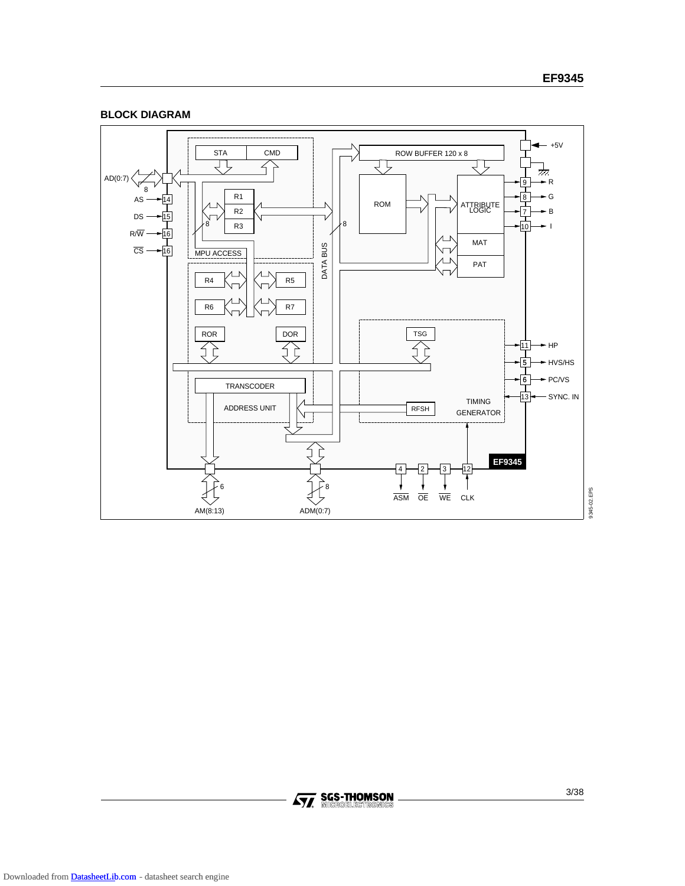## BLOCK DIAGRAM

AD(0:7)
8
AS 14
DS 15
R/W 16
CS 16

STA CMD
R1
R2
R3
8
MPU ACCESS

R4 R5
R6 R7
ROR DOR

TRANSCODER
ADDRESS UNIT

DATA BUS
8

ROW BUFFER 120 x 8
ROM
ATTRIBUTE LOGIC
MAT
PAT

TSG
RFSH
TIMING GENERATOR

+5V
9 R
8 G
7 B
10 I
11 HP
5 HVS/HS
6 PC/VS
13 SYNC. IN

EF9345

6
AM(8:13)
8
ADM(0:7)

4 ASM
2 OE
3 WE
12 CLK

9345-02.EPS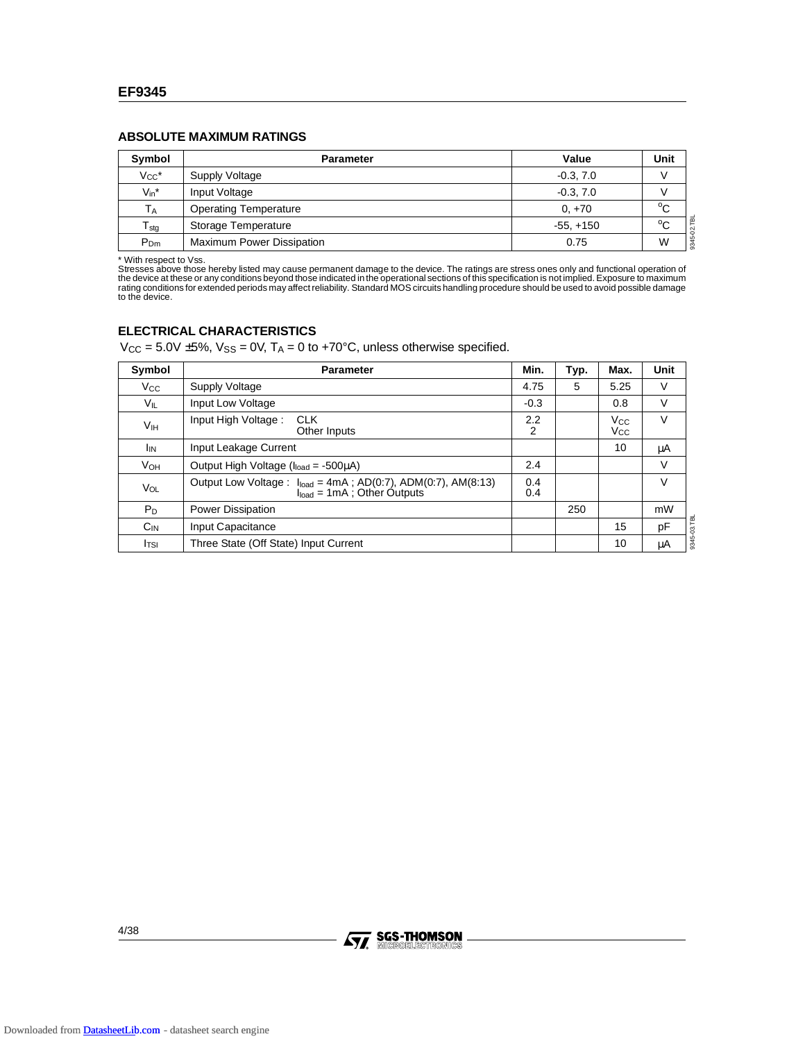## ABSOLUTE MAXIMUM RATINGS

| Symbol | Parameter | Value | Unit |
|---|---|---|---|
| $V_{CC}$* | Supply Voltage | -0.3, 7.0 | V |
| $V_{in}$* | Input Voltage | -0.3, 7.0 | V |
| $T_A$ | Operating Temperature | 0, +70 | °C |
| $T_{stg}$ | Storage Temperature | -55, +150 | °C |
| $P_{Dm}$ | Maximum Power Dissipation | 0.75 | W |

\* With respect to Vss.
Stresses above those hereby listed may cause permanent damage to the device. The ratings are stress ones only and functional operation of the device at these or any conditions beyond those indicated in the operational sections of this specification is not implied. Exposure to maximum rating conditions for extended periods may affect reliability. Standard MOS circuits handling procedure should be used to avoid possible damage to the device.

## ELECTRICAL CHARACTERISTICS

$V_{CC}$ = 5.0V ±5%, $V_{SS}$ = 0V, $T_A$ = 0 to +70°C, unless otherwise specified.

| Symbol | Parameter | Min. | Typ. | Max. | Unit |
|---|---|---|---|---|---|
| $V_{CC}$ | Supply Voltage | 4.75 | 5 | 5.25 | V |
| $V_{IL}$ | Input Low Voltage | -0.3 | | 0.8 | V |
| $V_{IH}$ | Input High Voltage : CLK<br>Other Inputs | 2.2<br>2 | | $V_{CC}$<br>$V_{CC}$ | V |
| $I_{IN}$ | Input Leakage Current | | | 10 | µA |
| $V_{OH}$ | Output High Voltage ($I_{load}$ = -500µA) | 2.4 | | | V |
| $V_{OL}$ | Output Low Voltage : $I_{load}$ = 4mA ; AD(0:7), ADM(0:7), AM(8:13)<br>$I_{load}$ = 1mA ; Other Outputs | 0.4<br>0.4 | | | V |
| $P_D$ | Power Dissipation | | 250 | | mW |
| $C_{IN}$ | Input Capacitance | | | 15 | pF |
| $I_{TSI}$ | Three State (Off State) Input Current | | | 10 | µA |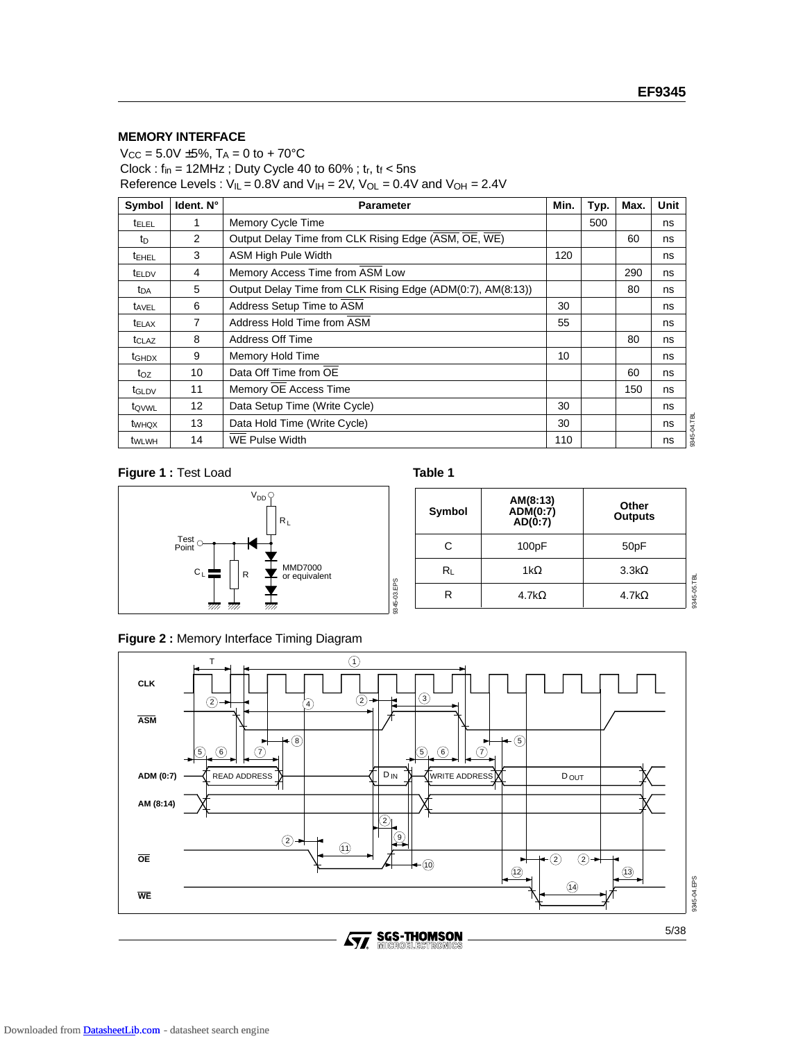## MEMORY INTERFACE

$V_{CC}$ = 5.0V ±5%, $T_A$ = 0 to + 70°C
Clock : $f_{in}$ = 12MHz ; Duty Cycle 40 to 60% ; $t_r$, $t_f$ < 5ns
Reference Levels : $V_{IL}$ = 0.8V and $V_{IH}$ = 2V, $V_{OL}$ = 0.4V and $V_{OH}$ = 2.4V

| Symbol | Ident. N° | Parameter | Min. | Typ. | Max. | Unit |
|---|---|---|---|---|---|---|
| $t_{ELEL}$ | 1 | Memory Cycle Time | | 500 | | ns |
| $t_D$ | 2 | Output Delay Time from CLK Rising Edge ($\overline{ASM}$, $\overline{OE}$, $\overline{WE}$) | | | 60 | ns |
| $t_{EHEL}$ | 3 | ASM High Pule Width | 120 | | | ns |
| $t_{ELDV}$ | 4 | Memory Access Time from $\overline{ASM}$ Low | | | 290 | ns |
| $t_{DA}$ | 5 | Output Delay Time from CLK Rising Edge (ADM(0:7), AM(8:13)) | | | 80 | ns |
| $t_{AVEL}$ | 6 | Address Setup Time to $\overline{ASM}$ | 30 | | | ns |
| $t_{ELAX}$ | 7 | Address Hold Time from $\overline{ASM}$ | 55 | | | ns |
| $t_{CLAZ}$ | 8 | Address Off Time | | | 80 | ns |
| $t_{GHDX}$ | 9 | Memory Hold Time | 10 | | | ns |
| $t_{OZ}$ | 10 | Data Off Time from $\overline{OE}$ | | | 60 | ns |
| $t_{GLDV}$ | 11 | Memory $\overline{OE}$ Access Time | | | 150 | ns |
| $t_{QVWL}$ | 12 | Data Setup Time (Write Cycle) | 30 | | | ns |
| $t_{WHQX}$ | 13 | Data Hold Time (Write Cycle) | 30 | | | ns |
| $t_{WLWH}$ | 14 | $\overline{WE}$ Pulse Width | 110 | | | ns |

**Figure 1 :** Test Load

**Table 1**

| Symbol | AM(8:13) ADM(0:7) AD(0:7) | Other Outputs |
|---|---|---|
| C | 100pF | 50pF |
| $R_L$ | 1kΩ | 3.3kΩ |
| R | 4.7kΩ | 4.7kΩ |

**Figure 2 :** Memory Interface Timing Diagram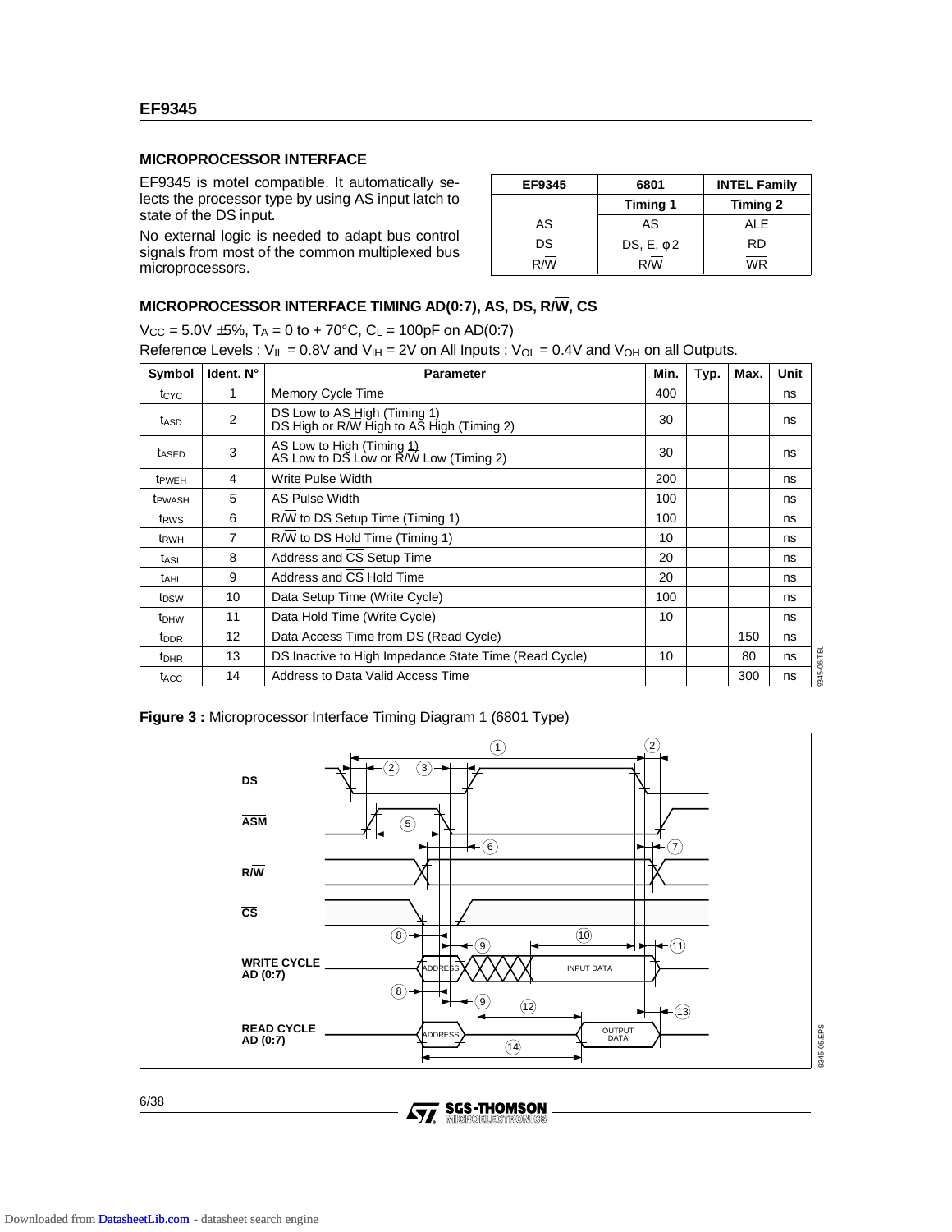## MICROPROCESSOR INTERFACE

EF9345 is motel compatible. It automatically selects the processor type by using AS input latch to state of the DS input.

No external logic is needed to adapt bus control signals from most of the common multiplexed bus microprocessors.

| EF9345 | 6801 | INTEL Family |
|---|---|---|
| | Timing 1 | Timing 2 |
| AS | AS | ALE |
| DS | DS, E, φ2 | $\overline{RD}$ |
| R/$\overline{W}$ | R/$\overline{W}$ | $\overline{WR}$ |

## MICROPROCESSOR INTERFACE TIMING AD(0:7), AS, DS, R/$\overline{W}$, CS

$V_{CC}$ = 5.0V ±5%, $T_A$ = 0 to + 70°C, $C_L$ = 100pF on AD(0:7)
Reference Levels : $V_{IL}$ = 0.8V and $V_{IH}$ = 2V on All Inputs ; $V_{OL}$ = 0.4V and $V_{OH}$ on all Outputs.

| Symbol | Ident. N° | Parameter | Min. | Typ. | Max. | Unit |
|---|---|---|---|---|---|---|
| $t_{CYC}$ | 1 | Memory Cycle Time | 400 | | | ns |
| $t_{ASD}$ | 2 | DS Low to AS High (Timing 1)<br>DS High or R/W High to AS High (Timing 2) | 30 | | | ns |
| $t_{ASED}$ | 3 | AS Low to High (Timing 1)<br>AS Low to DS Low or R/W Low (Timing 2) | 30 | | | ns |
| $t_{PWEH}$ | 4 | Write Pulse Width | 200 | | | ns |
| $t_{PWASH}$ | 5 | AS Pulse Width | 100 | | | ns |
| $t_{RWS}$ | 6 | R/$\overline{W}$ to DS Setup Time (Timing 1) | 100 | | | ns |
| $t_{RWH}$ | 7 | R/$\overline{W}$ to DS Hold Time (Timing 1) | 10 | | | ns |
| $t_{ASL}$ | 8 | Address and $\overline{CS}$ Setup Time | 20 | | | ns |
| $t_{AHL}$ | 9 | Address and $\overline{CS}$ Hold Time | 20 | | | ns |
| $t_{DSW}$ | 10 | Data Setup Time (Write Cycle) | 100 | | | ns |
| $t_{DHW}$ | 11 | Data Hold Time (Write Cycle) | 10 | | | ns |
| $t_{DDR}$ | 12 | Data Access Time from DS (Read Cycle) | | | 150 | ns |
| $t_{DHR}$ | 13 | DS Inactive to High Impedance State Time (Read Cycle) | 10 | | 80 | ns |
| $t_{ACC}$ | 14 | Address to Data Valid Access Time | | | 300 | ns |

**Figure 3 :** Microprocessor Interface Timing Diagram 1 (6801 Type)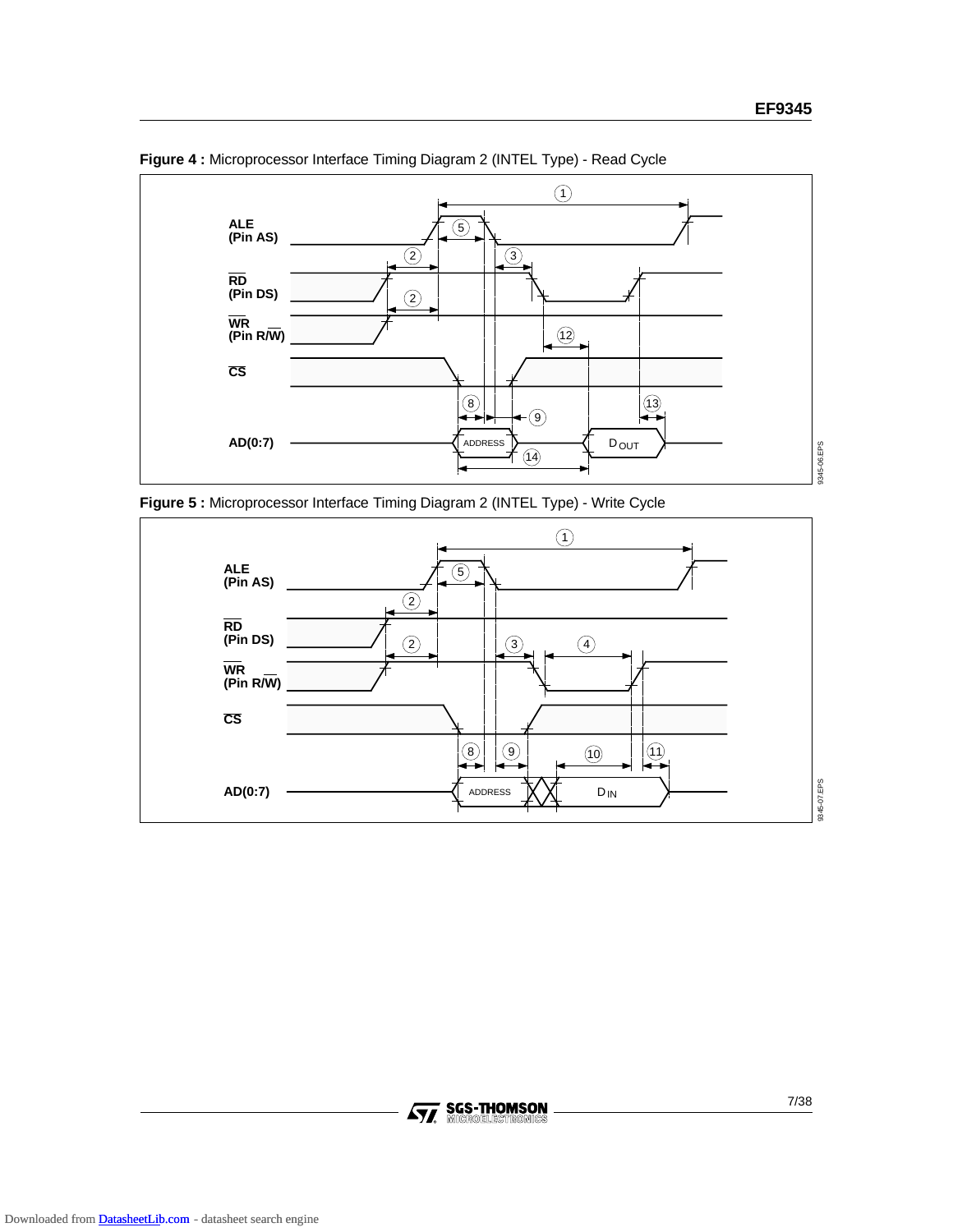**Figure 4 :** Microprocessor Interface Timing Diagram 2 (INTEL Type) - Read Cycle

**Figure 5 :** Microprocessor Interface Timing Diagram 2 (INTEL Type) - Write Cycle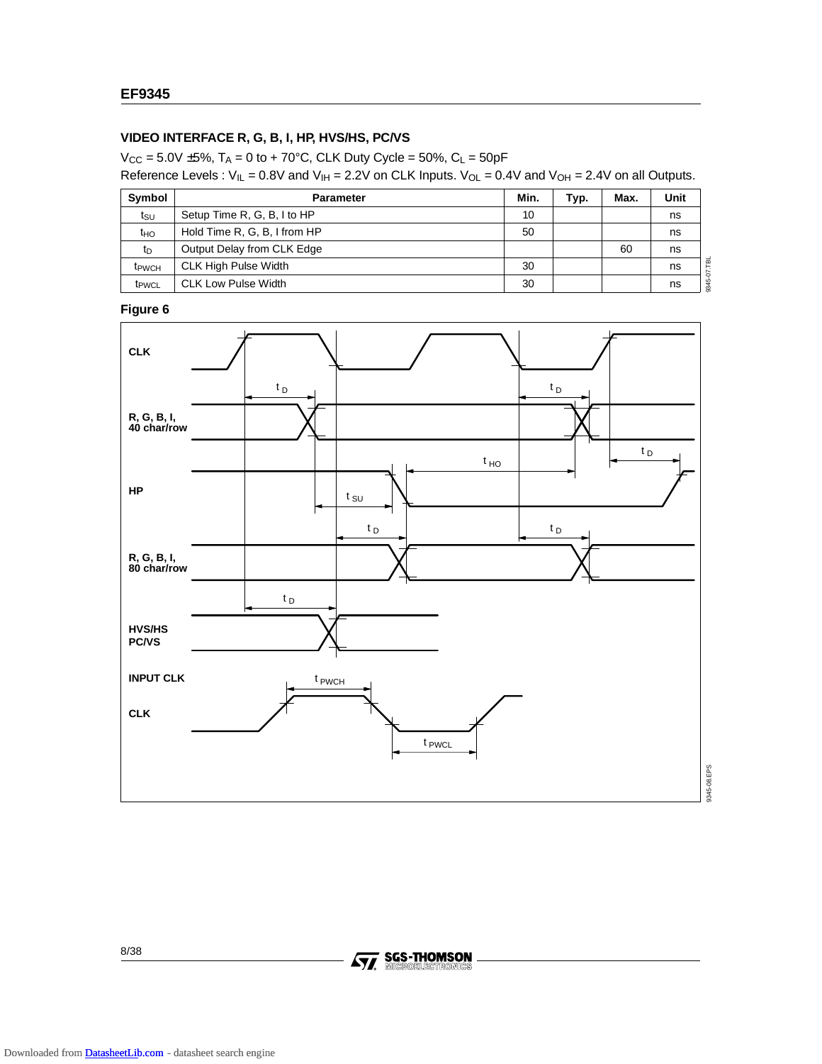### VIDEO INTERFACE R, G, B, I, HP, HVS/HS, PC/VS

$V_{CC}$ = 5.0V ±5%, $T_A$ = 0 to + 70°C, CLK Duty Cycle = 50%, $C_L$ = 50pF

Reference Levels : $V_{IL}$ = 0.8V and $V_{IH}$ = 2.2V on CLK Inputs. $V_{OL}$ = 0.4V and $V_{OH}$ = 2.4V on all Outputs.

| Symbol | Parameter | Min. | Typ. | Max. | Unit |
|---|---|---|---|---|---|
| $t_{SU}$ | Setup Time R, G, B, I to HP | 10 | | | ns |
| $t_{HO}$ | Hold Time R, G, B, I from HP | 50 | | | ns |
| $t_D$ | Output Delay from CLK Edge | | | 60 | ns |
| $t_{PWCH}$ | CLK High Pulse Width | 30 | | | ns |
| $t_{PWCL}$ | CLK Low Pulse Width | 30 | | | ns |

**Figure 6**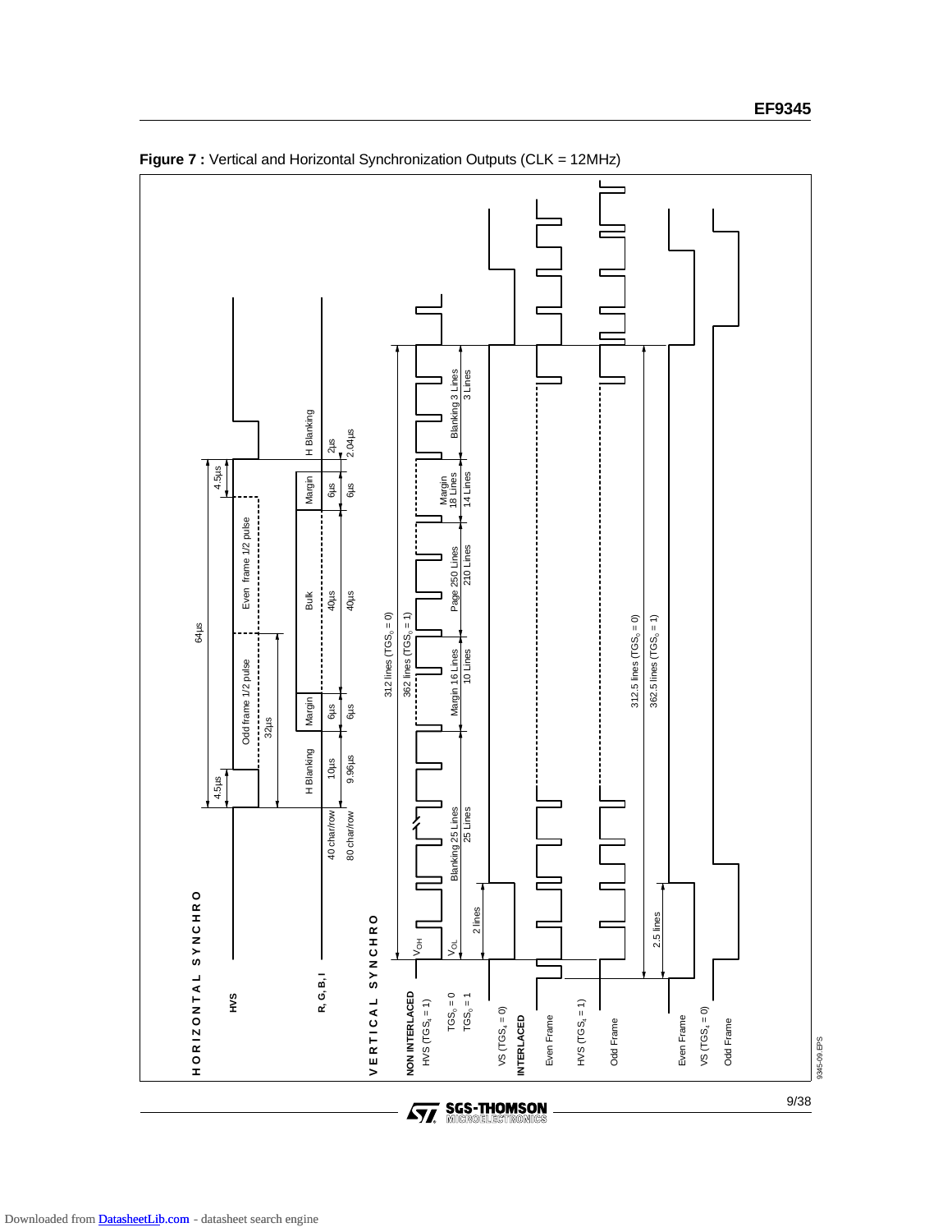**Figure 7 :** Vertical and Horizontal Synchronization Outputs (CLK = 12MHz)

HORIZONTAL SYNCHRO

HVS

R, G, B, I

64µs

4.5µs

4.5µs

Odd frame 1/2 pulse

Even frame 1/2 pulse

32µs

H Blanking | Margin | Bulk | Margin | H Blanking

40 char/row: 10µs, 6µs, 40µs, 6µs, 2µs

80 char/row: 9.96µs, 6µs, 40µs, 6µs, 2.04µs

VERTICAL SYNCHRO

NON INTERLACED

HVS ($TGS_1 = 1$)

$V_{OH}$

$V_{OL}$

$TGS_0 = 0$: Blanking 25 Lines, Margin 16 Lines, Page 250 Lines, Margin 18 Lines, Blanking 3 Lines

$TGS_0 = 1$: 25 Lines, 10 Lines, 210 Lines, 14 Lines, 3 Lines

312 lines ($TGS_0 = 0$)

362 lines ($TGS_0 = 1$)

VS ($TGS_1 = 0$)

2 lines

INTERLACED

Even Frame

HVS ($TGS_1 = 1$)

Odd Frame

312.5 lines ($TGS_0 = 0$)

362.5 lines ($TGS_0 = 1$)

2.5 lines

Even Frame

VS ($TGS_1 = 0$)

Odd Frame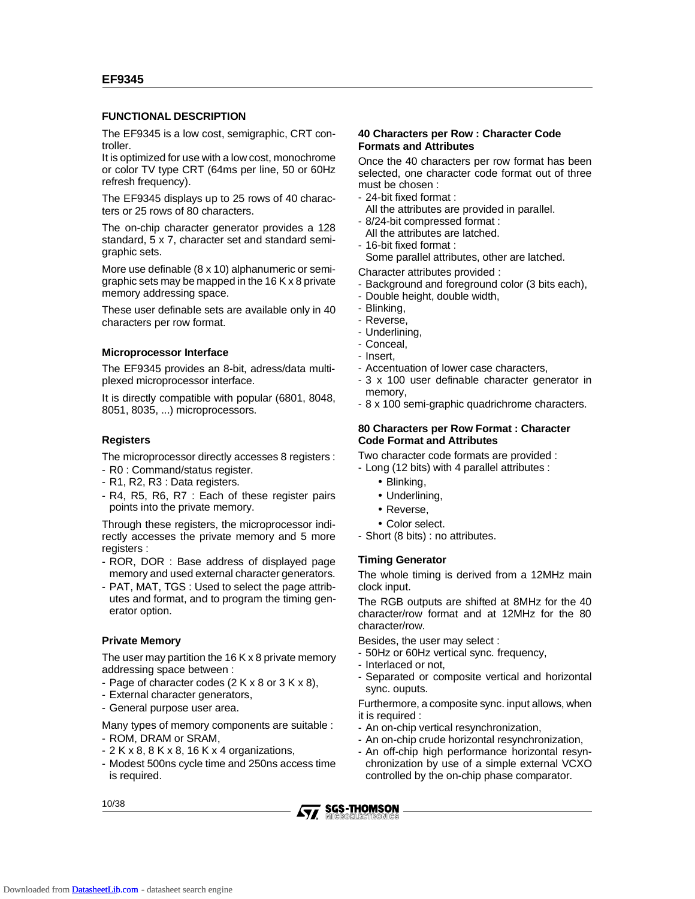## FUNCTIONAL DESCRIPTION

The EF9345 is a low cost, semigraphic, CRT controller.
It is optimized for use with a low cost, monochrome or color TV type CRT (64ms per line, 50 or 60Hz refresh frequency).

The EF9345 displays up to 25 rows of 40 characters or 25 rows of 80 characters.

The on-chip character generator provides a 128 standard, 5 x 7, character set and standard semigraphic sets.

More use definable (8 x 10) alphanumeric or semigraphic sets may be mapped in the 16 K x 8 private memory addressing space.

These user definable sets are available only in 40 characters per row format.

### Microprocessor Interface

The EF9345 provides an 8-bit, adress/data multiplexed microprocessor interface.

It is directly compatible with popular (6801, 8048, 8051, 8035, ...) microprocessors.

### Registers

The microprocessor directly accesses 8 registers :
- R0 : Command/status register.
- R1, R2, R3 : Data registers.
- R4, R5, R6, R7 : Each of these register pairs points into the private memory.

Through these registers, the microprocessor indirectly accesses the private memory and 5 more registers :
- ROR, DOR : Base address of displayed page memory and used external character generators.
- PAT, MAT, TGS : Used to select the page attributes and format, and to program the timing generator option.

### Private Memory

The user may partition the 16 K x 8 private memory addressing space between :
- Page of character codes (2 K x 8 or 3 K x 8),
- External character generators,
- General purpose user area.

Many types of memory components are suitable :
- ROM, DRAM or SRAM,
- 2 K x 8, 8 K x 8, 16 K x 4 organizations,
- Modest 500ns cycle time and 250ns access time is required.

### 40 Characters per Row : Character Code Formats and Attributes

Once the 40 characters per row format has been selected, one character code format out of three must be chosen :
- 24-bit fixed format :
  All the attributes are provided in parallel.
- 8/24-bit compressed format :
  All the attributes are latched.
- 16-bit fixed format :
  Some parallel attributes, other are latched.

Character attributes provided :
- Background and foreground color (3 bits each),
- Double height, double width,
- Blinking,
- Reverse,
- Underlining,
- Conceal,
- Insert,
- Accentuation of lower case characters,
- 3 x 100 user definable character generator in memory,
- 8 x 100 semi-graphic quadrichrome characters.

### 80 Characters per Row Format : Character Code Format and Attributes

Two character code formats are provided :
- Long (12 bits) with 4 parallel attributes :
  - Blinking,
  - Underlining,
  - Reverse,
  - Color select.
- Short (8 bits) : no attributes.

### Timing Generator

The whole timing is derived from a 12MHz main clock input.

The RGB outputs are shifted at 8MHz for the 40 character/row format and at 12MHz for the 80 character/row.

Besides, the user may select :
- 50Hz or 60Hz vertical sync. frequency,
- Interlaced or not,
- Separated or composite vertical and horizontal sync. ouputs.

Furthermore, a composite sync. input allows, when it is required :
- An on-chip vertical resynchronization,
- An on-chip crude horizontal resynchronization,
- An off-chip high performance horizontal resynchronization by use of a simple external VCXO controlled by the on-chip phase comparator.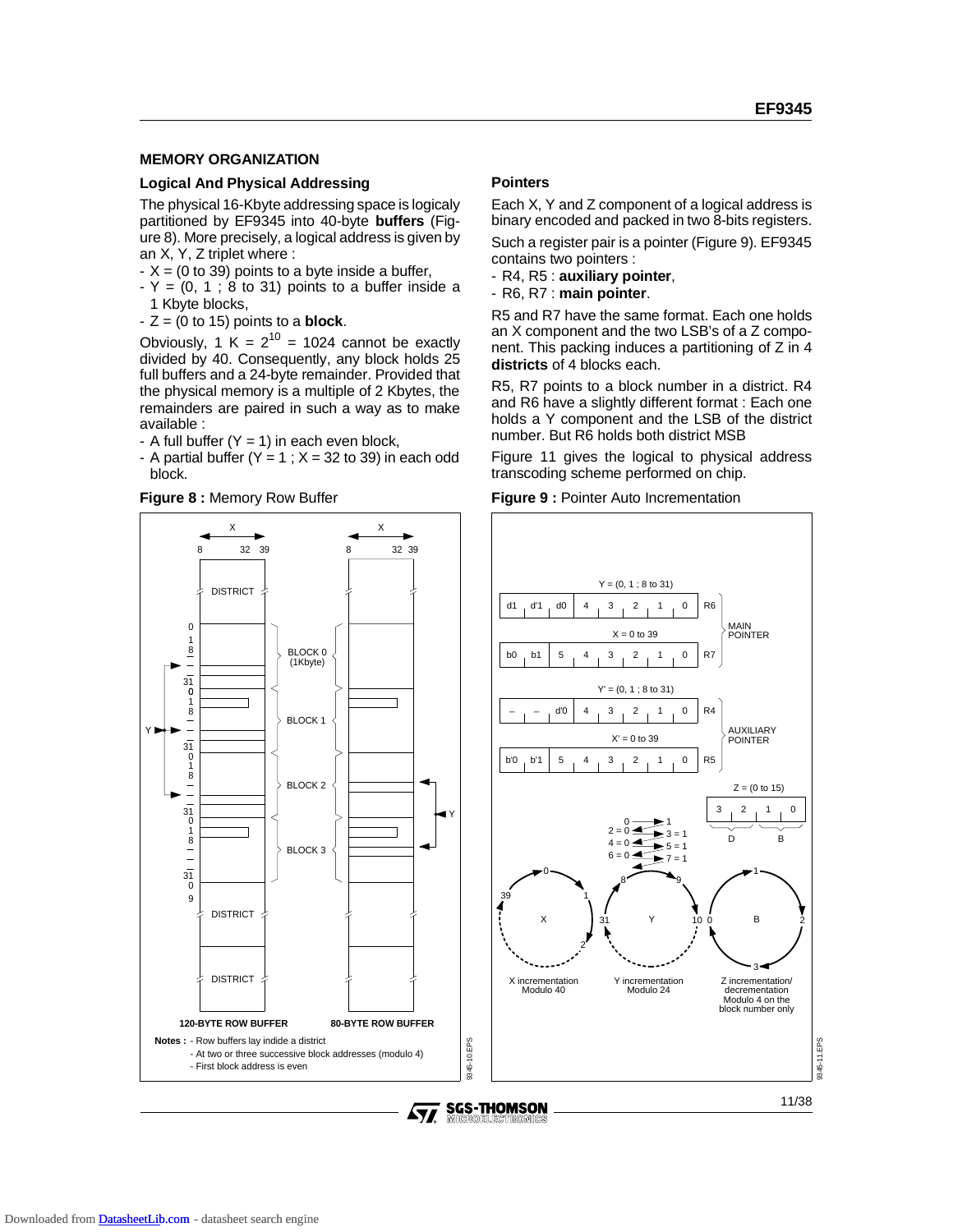## MEMORY ORGANIZATION

### Logical And Physical Addressing

The physical 16-Kbyte addressing space is logicaly partitioned by EF9345 into 40-byte **buffers** (Figure 8). More precisely, a logical address is given by an X, Y, Z triplet where :

- X = (0 to 39) points to a byte inside a buffer,
- Y = (0, 1 ; 8 to 31) points to a buffer inside a 1 Kbyte blocks,
- Z = (0 to 15) points to a **block**.

Obviously, 1 K = $2^{10}$ = 1024 cannot be exactly divided by 40. Consequently, any block holds 25 full buffers and a 24-byte remainder. Provided that the physical memory is a multiple of 2 Kbytes, the remainders are paired in such a way as to make available :

- A full buffer (Y = 1) in each even block,
- A partial buffer (Y = 1 ; X = 32 to 39) in each odd block.

**Figure 8 :** Memory Row Buffer

Notes :
- Row buffers lay indide a district
- At two or three successive block addresses (modulo 4)
- First block address is even

### Pointers

Each X, Y and Z component of a logical address is binary encoded and packed in two 8-bits registers.

Such a register pair is a pointer (Figure 9). EF9345 contains two pointers :

- R4, R5 : **auxiliary pointer**,
- R6, R7 : **main pointer**.

R5 and R7 have the same format. Each one holds an X component and the two LSB's of a Z component. This packing induces a partitioning of Z in 4 **districts** of 4 blocks each.

R5, R7 points to a block number in a district. R4 and R6 have a slightly different format : Each one holds a Y component and the LSB of the district number. But R6 holds both district MSB

Figure 11 gives the logical to physical address transcoding scheme performed on chip.

**Figure 9 :** Pointer Auto Incrementation

Main pointer:

| R6 | d1 | d'1 | d0 | 4 | 3 | 2 | 1 | 0 |
|---|---|---|---|---|---|---|---|---|
| | | | | Y = (0, 1 ; 8 to 31) | | | | |

| R7 | b0 | b1 | 5 | 4 | 3 | 2 | 1 | 0 |
|---|---|---|---|---|---|---|---|---|
| | | | X = 0 to 39 | | | | | |

Auxiliary pointer:

| R4 | – | – | d'0 | 4 | 3 | 2 | 1 | 0 |
|---|---|---|---|---|---|---|---|---|
| | | | | Y' = (0, 1 ; 8 to 31) | | | | |

| R5 | b'0 | b'1 | 5 | 4 | 3 | 2 | 1 | 0 |
|---|---|---|---|---|---|---|---|---|
| | | | X' = 0 to 39 | | | | | |

Z = (0 to 15): bits 3, 2 (D) ; 1, 0 (B)

- X incrementation Modulo 40
- Y incrementation Modulo 24
- Z incrementation/decrementation Modulo 4 on the block number only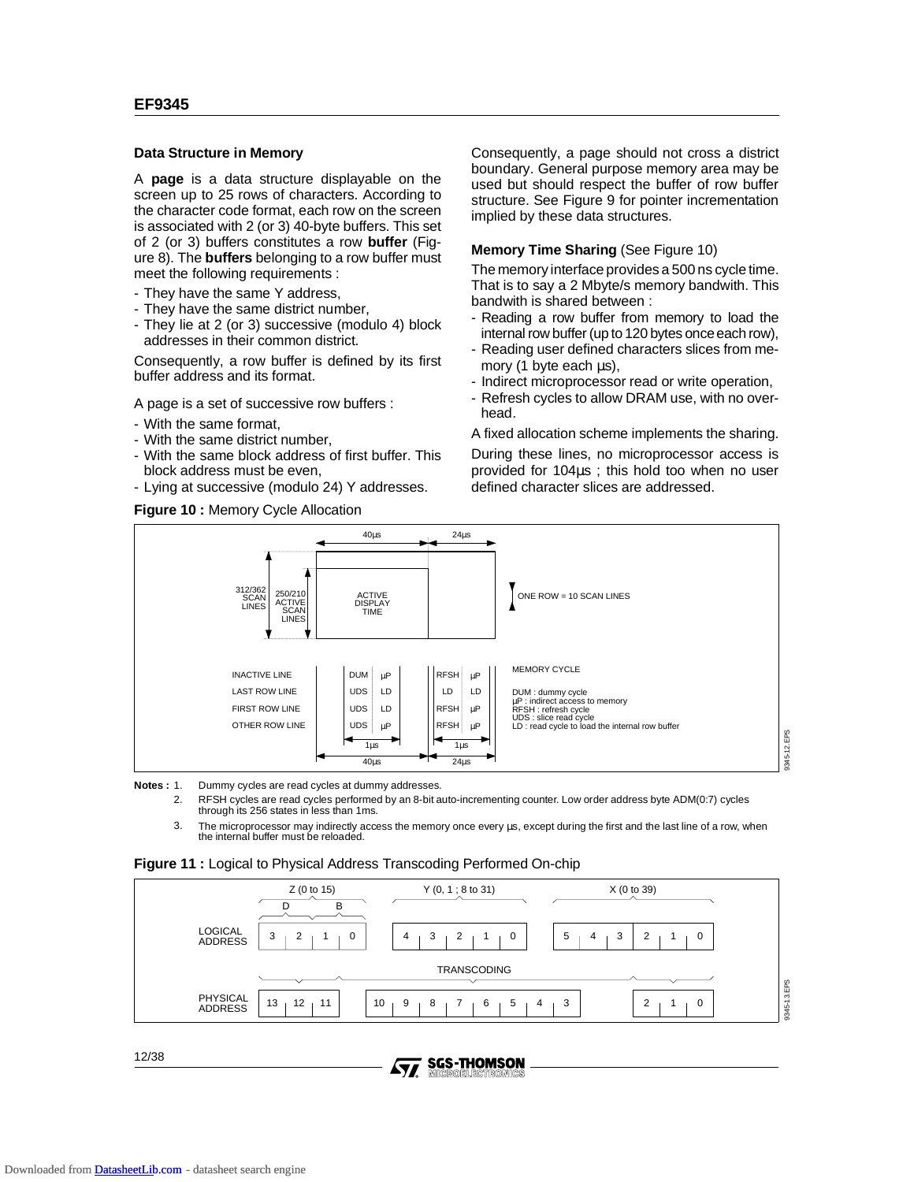### Data Structure in Memory

A **page** is a data structure displayable on the screen up to 25 rows of characters. According to the character code format, each row on the screen is associated with 2 (or 3) 40-byte buffers. This set of 2 (or 3) buffers constitutes a row **buffer** (Figure 8). The **buffers** belonging to a row buffer must meet the following requirements :

- They have the same Y address,
- They have the same district number,
- They lie at 2 (or 3) successive (modulo 4) block addresses in their common district.

Consequently, a row buffer is defined by its first buffer address and its format.

A page is a set of successive row buffers :

- With the same format,
- With the same district number,
- With the same block address of first buffer. This block address must be even,
- Lying at successive (modulo 24) Y addresses.

Consequently, a page should not cross a district boundary. General purpose memory area may be used but should respect the buffer of row buffer structure. See Figure 9 for pointer incrementation implied by these data structures.

### Memory Time Sharing (See Figure 10)

The memory interface provides a 500 ns cycle time. That is to say a 2 Mbyte/s memory bandwidth. This bandwidth is shared between :

- Reading a row buffer from memory to load the internal row buffer (up to 120 bytes once each row),
- Reading user defined characters slices from memory (1 byte each µs),
- Indirect microprocessor read or write operation,
- Refresh cycles to allow DRAM use, with no overhead.

A fixed allocation scheme implements the sharing.

During these lines, no microprocessor access is provided for 104µs ; this hold too when no user defined character slices are addressed.

**Figure 10 :** Memory Cycle Allocation

312/362 SCAN LINES — 250/210 ACTIVE SCAN LINES — ACTIVE DISPLAY TIME (40µs) — 24µs — ONE ROW = 10 SCAN LINES

| MEMORY CYCLE | 40µs (1µs) | | 24µs (1µs) | |
|---|---|---|---|---|
| INACTIVE LINE | DUM | µP | RFSH | µP |
| LAST ROW LINE | UDS | LD | LD | LD |
| FIRST ROW LINE | UDS | LD | RFSH | µP |
| OTHER ROW LINE | UDS | µP | RFSH | µP |

DUM : dummy cycle
µP : indirect access to memory
RFSH : refresh cycle
UDS : slice read cycle
LD : read cycle to load the internal row buffer

**Notes :**
1. Dummy cycles are read cycles at dummy addresses.
2. RFSH cycles are read cycles performed by an 8-bit auto-incrementing counter. Low order address byte ADM(0:7) cycles through its 256 states in less than 1ms.
3. The microprocessor may indirectly access the memory once every µs, except during the first and the last line of a row, when the internal buffer must be reloaded.

**Figure 11 :** Logical to Physical Address Transcoding Performed On-chip

LOGICAL ADDRESS:

| Z (0 to 15): D | | B | | Y (0, 1 ; 8 to 31) | | | | | X (0 to 39) | | | | | |
|---|---|---|---|---|---|---|---|---|---|---|---|---|---|---|
| 3 | 2 | 1 | 0 | 4 | 3 | 2 | 1 | 0 | 5 | 4 | 3 | 2 | 1 | 0 |

TRANSCODING

PHYSICAL ADDRESS:

| 13 | 12 | 11 | 10 | 9 | 8 | 7 | 6 | 5 | 4 | 3 | 2 | 1 | 0 |
|---|---|---|---|---|---|---|---|---|---|---|---|---|---|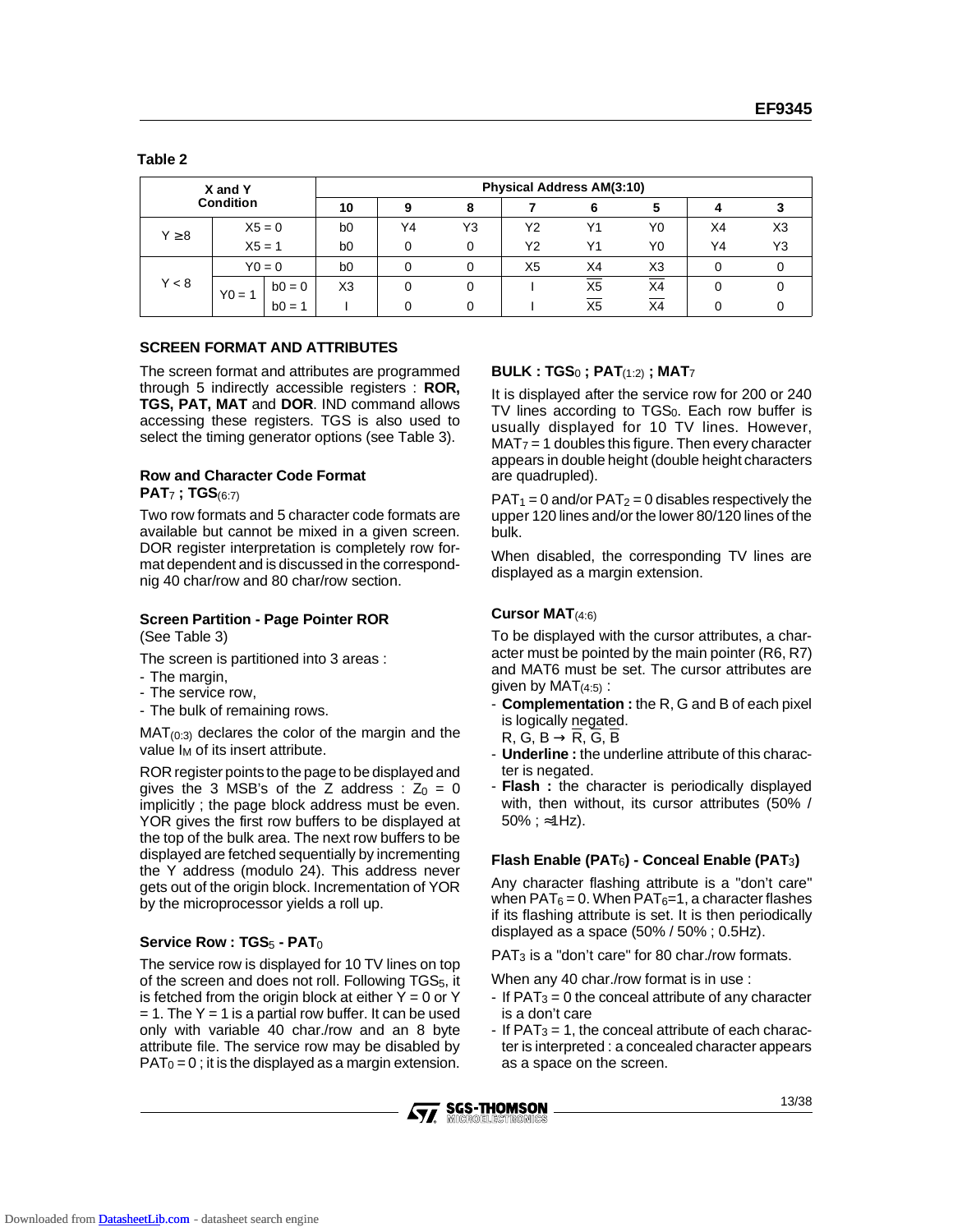**Table 2**

| X and Y Condition | | | Physical Address AM(3:10) | | | | | | | |
|---|---|---|---|---|---|---|---|---|---|---|
| | | | 10 | 9 | 8 | 7 | 6 | 5 | 4 | 3 |
| Y ≥8 | X5 = 0 | | b0 | Y4 | Y3 | Y2 | Y1 | Y0 | X4 | X3 |
| | X5 = 1 | | b0 | 0 | 0 | Y2 | Y1 | Y0 | Y4 | Y3 |
| Y < 8 | Y0 = 0 | | b0 | 0 | 0 | X5 | X4 | X3 | 0 | 0 |
| | Y0 = 1 | b0 = 0 | X3 | 0 | 0 | I | $\overline{X5}$ | $\overline{X4}$ | 0 | 0 |
| | | b0 = 1 | I | 0 | 0 | I | $\overline{X5}$ | $\overline{X4}$ | 0 | 0 |

## SCREEN FORMAT AND ATTRIBUTES

The screen format and attributes are programmed through 5 indirectly accessible registers : **ROR, TGS, PAT, MAT** and **DOR**. IND command allows accessing these registers. TGS is also used to select the timing generator options (see Table 3).

### Row and Character Code Format
### $PAT_7$ ; $TGS_{(6:7)}$

Two row formats and 5 character code formats are available but cannot be mixed in a given screen. DOR register interpretation is completely row format dependent and is discussed in the correspondnig 40 char/row and 80 char/row section.

### Screen Partition - Page Pointer ROR

(See Table 3)

The screen is partitioned into 3 areas :

- The margin,
- The service row,
- The bulk of remaining rows.

$MAT_{(0:3)}$ declares the color of the margin and the value $I_M$ of its insert attribute.

ROR register points to the page to be displayed and gives the 3 MSB's of the Z address : $Z_0 = 0$ implicitly ; the page block address must be even. YOR gives the first row buffers to be displayed at the top of the bulk area. The next row buffers to be displayed are fetched sequentially by incrementing the Y address (modulo 24). This address never gets out of the origin block. Incrementation of YOR by the microprocessor yields a roll up.

### Service Row : $TGS_5$ - $PAT_0$

The service row is displayed for 10 TV lines on top of the screen and does not roll. Following $TGS_5$, it is fetched from the origin block at either Y = 0 or Y = 1. The Y = 1 is a partial row buffer. It can be used only with variable 40 char./row and an 8 byte attribute file. The service row may be disabled by $PAT_0 = 0$ ; it is the displayed as a margin extension.

### BULK : $TGS_0$ ; $PAT_{(1:2)}$ ; $MAT_7$

It is displayed after the service row for 200 or 240 TV lines according to $TGS_0$. Each row buffer is usually displayed for 10 TV lines. However, $MAT_7 = 1$ doubles this figure. Then every character appears in double height (double height characters are quadrupled).

$PAT_1 = 0$ and/or $PAT_2 = 0$ disables respectively the upper 120 lines and/or the lower 80/120 lines of the bulk.

When disabled, the corresponding TV lines are displayed as a margin extension.

### Cursor $MAT_{(4:6)}$

To be displayed with the cursor attributes, a character must be pointed by the main pointer (R6, R7) and MAT6 must be set. The cursor attributes are given by $MAT_{(4:5)}$ :

- **Complementation :** the R, G and B of each pixel is logically negated.
  R, G, B → $\overline{R}$, $\overline{G}$, $\overline{B}$
- **Underline :** the underline attribute of this character is negated.
- **Flash :** the character is periodically displayed with, then without, its cursor attributes (50% / 50% ; ≈1Hz).

### Flash Enable ($PAT_6$) - Conceal Enable ($PAT_3$)

Any character flashing attribute is a "don't care" when $PAT_6 = 0$. When $PAT_6$=1, a character flashes if its flashing attribute is set. It is then periodically displayed as a space (50% / 50% ; 0.5Hz).

$PAT_3$ is a "don't care" for 80 char./row formats.

When any 40 char./row format is in use :

- If $PAT_3 = 0$ the conceal attribute of any character is a don't care
- If $PAT_3 = 1$, the conceal attribute of each character is interpreted : a concealed character appears as a space on the screen.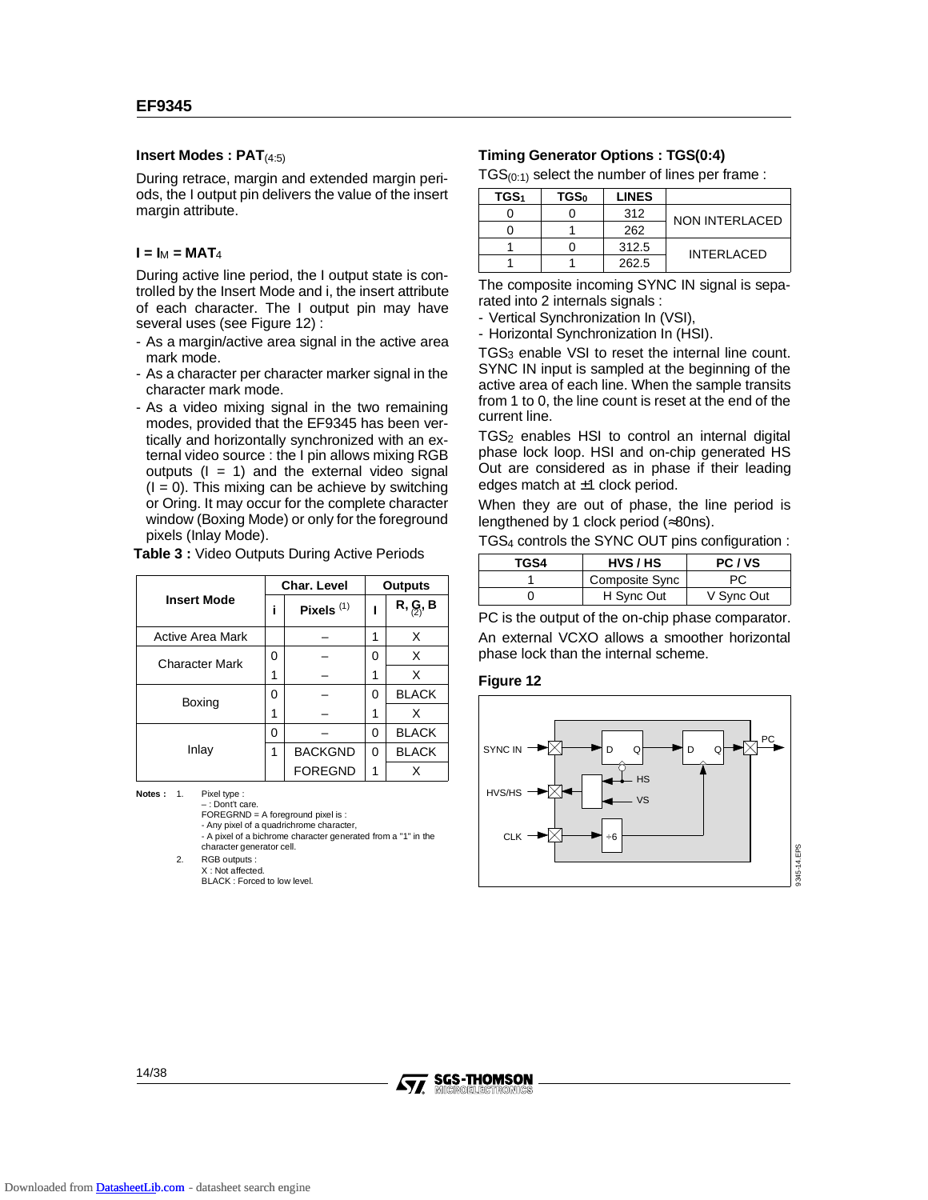### Insert Modes : $PAT_{(4:5)}$

During retrace, margin and extended margin periods, the I output pin delivers the value of the insert margin attribute.

### $I = I_M = MAT_4$

During active line period, the I output state is controlled by the Insert Mode and i, the insert attribute of each character. The I output pin may have several uses (see Figure 12) :

- As a margin/active area signal in the active area mark mode.
- As a character per character marker signal in the character mark mode.
- As a video mixing signal in the two remaining modes, provided that the EF9345 has been vertically and horizontally synchronized with an external video source : the I pin allows mixing RGB outputs (I = 1) and the external video signal (I = 0). This mixing can be achieve by switching or Oring. It may occur for the complete character window (Boxing Mode) or only for the foreground pixels (Inlay Mode).

**Table 3 :** Video Outputs During Active Periods

| Insert Mode | Char. Level | | Outputs | |
|---|---|---|---|---|
| | i | Pixels [1] | I | R, G, B [2] |
| Active Area Mark | | – | 1 | X |
| Character Mark | 0 | – | 0 | X |
| | 1 | – | 1 | X |
| Boxing | 0 | – | 0 | BLACK |
| | 1 | – | 1 | X |
| Inlay | 0 | – | 0 | BLACK |
| | 1 | BACKGND | 0 | BLACK |
| | | FOREGND | 1 | X |

**Notes :**
1. Pixel type :
   – : Don't care.
   FOREGRND = A foreground pixel is :
   - Any pixel of a quadrichrome character,
   - A pixel of a bichrome character generated from a "1" in the character generator cell.
2. RGB outputs :
   X : Not affected.
   BLACK : Forced to low level.

### Timing Generator Options : TGS(0:4)

$TGS_{(0:1)}$ select the number of lines per frame :

| $TGS_1$ | $TGS_0$ | LINES | |
|---|---|---|---|
| 0 | 0 | 312 | NON INTERLACED |
| 0 | 1 | 262 | |
| 1 | 0 | 312.5 | INTERLACED |
| 1 | 1 | 262.5 | |

The composite incoming SYNC IN signal is separated into 2 internals signals :
- Vertical Synchronization In (VSI),
- Horizontal Synchronization In (HSI).

$TGS_3$ enable VSI to reset the internal line count. SYNC IN input is sampled at the beginning of the active area of each line. When the sample transits from 1 to 0, the line count is reset at the end of the current line.

$TGS_2$ enables HSI to control an internal digital phase lock loop. HSI and on-chip generated HS Out are considered as in phase if their leading edges match at ±1 clock period.

When they are out of phase, the line period is lengthened by 1 clock period (≈80ns).

$TGS_4$ controls the SYNC OUT pins configuration :

| TGS4 | HVS / HS | PC / VS |
|---|---|---|
| 1 | Composite Sync | PC |
| 0 | H Sync Out | V Sync Out |

PC is the output of the on-chip phase comparator.

An external VCXO allows a smoother horizontal phase lock than the internal scheme.

**Figure 12**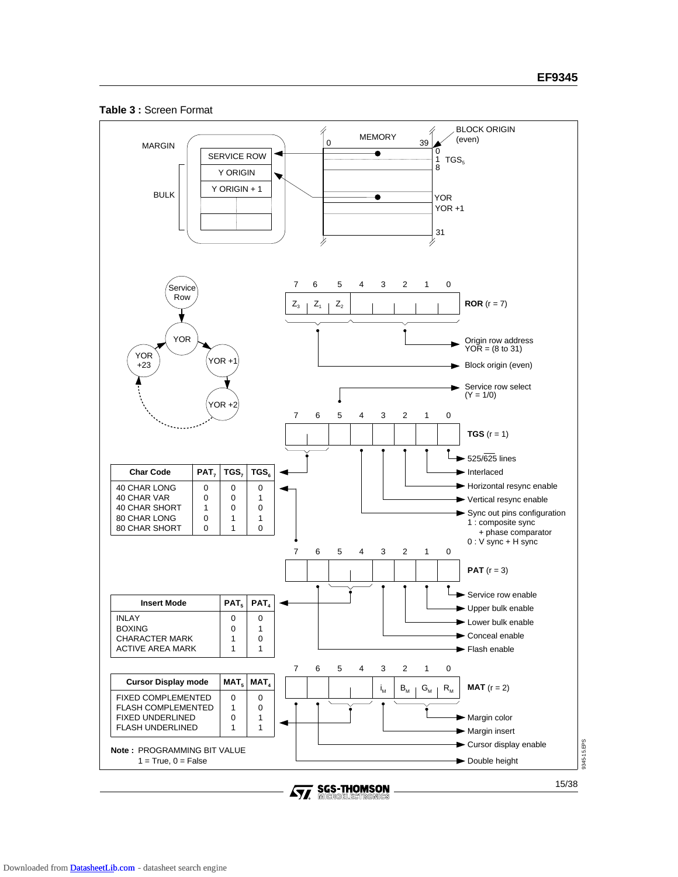**Table 3 :** Screen Format

MARGIN

| SERVICE ROW |
|---|
| Y ORIGIN |
| Y ORIGIN + 1 |

BULK

MEMORY 0 39

BLOCK ORIGIN (even)

0, 1 $TGS_5$, 8

YOR

YOR +1

31

Service Row → YOR → YOR +1 → YOR +2 … YOR +23

**ROR** (r = 7)

| 7 | 6 | 5 | 4 | 3 | 2 | 1 | 0 |
|---|---|---|---|---|---|---|---|
| $Z_3$ | $Z_1$ | $Z_2$ | | | | | |

- Origin row address YOR = (8 to 31)
- Block origin (even)
- Service row select (Y = 1/0)

**TGS** (r = 1)

| 7 | 6 | 5 | 4 | 3 | 2 | 1 | 0 |
|---|---|---|---|---|---|---|---|
| | | | | | | | |

- 525/$\overline{625}$ lines
- Interlaced
- Horizontal resync enable
- Vertical resync enable
- Sync out pins configuration
  1 : composite sync + phase comparator
  0 : V sync + H sync

| Char Code | $PAT_7$ | $TGS_7$ | $TGS_6$ |
|---|---|---|---|
| 40 CHAR LONG | 0 | 0 | 0 |
| 40 CHAR VAR | 0 | 0 | 1 |
| 40 CHAR SHORT | 1 | 0 | 0 |
| 80 CHAR LONG | 0 | 1 | 1 |
| 80 CHAR SHORT | 0 | 1 | 0 |

**PAT** (r = 3)

| 7 | 6 | 5 | 4 | 3 | 2 | 1 | 0 |
|---|---|---|---|---|---|---|---|
| | | | | | | | |

- Service row enable
- Upper bulk enable
- Lower bulk enable
- Conceal enable
- Flash enable

| Insert Mode | $PAT_5$ | $PAT_4$ |
|---|---|---|
| INLAY | 0 | 0 |
| BOXING | 0 | 1 |
| CHARACTER MARK | 1 | 0 |
| ACTIVE AREA MARK | 1 | 1 |

**MAT** (r = 2)

| 7 | 6 | 5 | 4 | 3 | 2 | 1 | 0 |
|---|---|---|---|---|---|---|---|
| | | | | $i_M$ | $B_M$ | $G_M$ | $R_M$ |

- Margin color
- Margin insert
- Cursor display enable
- Double height

| Cursor Display mode | $MAT_5$ | $MAT_4$ |
|---|---|---|
| FIXED COMPLEMENTED | 0 | 0 |
| FLASH COMPLEMENTED | 1 | 0 |
| FIXED UNDERLINED | 0 | 1 |
| FLASH UNDERLINED | 1 | 1 |

**Note :** PROGRAMMING BIT VALUE
1 = True, 0 = False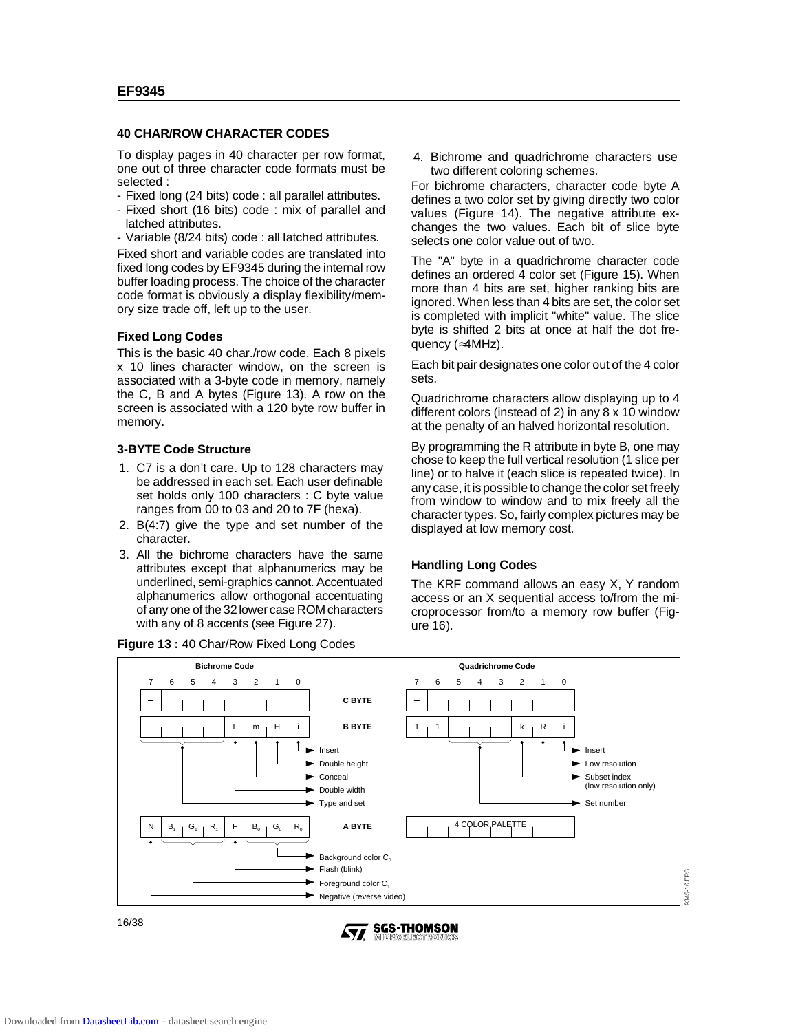## 40 CHAR/ROW CHARACTER CODES

To display pages in 40 character per row format, one out of three character code formats must be selected :

- Fixed long (24 bits) code : all parallel attributes.
- Fixed short (16 bits) code : mix of parallel and latched attributes.
- Variable (8/24 bits) code : all latched attributes.

Fixed short and variable codes are translated into fixed long codes by EF9345 during the internal row buffer loading process. The choice of the character code format is obviously a display flexibility/memory size trade off, left up to the user.

### Fixed Long Codes

This is the basic 40 char./row code. Each 8 pixels x 10 lines character window, on the screen is associated with a 3-byte code in memory, namely the C, B and A bytes (Figure 13). A row on the screen is associated with a 120 byte row buffer in memory.

### 3-BYTE Code Structure

1. C7 is a don't care. Up to 128 characters may be addressed in each set. Each user definable set holds only 100 characters : C byte value ranges from 00 to 03 and 20 to 7F (hexa).
2. B(4:7) give the type and set number of the character.
3. All the bichrome characters have the same attributes except that alphanumerics may be underlined, semi-graphics cannot. Accentuated alphanumerics allow orthogonal accentuating of any one of the 32 lower case ROM characters with any of 8 accents (see Figure 27).
4. Bichrome and quadrichrome characters use two different coloring schemes.

For bichrome characters, character code byte A defines a two color set by giving directly two color values (Figure 14). The negative attribute exchanges the two values. Each bit of slice byte selects one color value out of two.

The "A" byte in a quadrichrome character code defines an ordered 4 color set (Figure 15). When more than 4 bits are set, higher ranking bits are ignored. When less than 4 bits are set, the color set is completed with implicit "white" value. The slice byte is shifted 2 bits at once at half the dot frequency (≈4MHz).

Each bit pair designates one color out of the 4 color sets.

Quadrichrome characters allow displaying up to 4 different colors (instead of 2) in any 8 x 10 window at the penalty of an halved horizontal resolution.

By programming the R attribute in byte B, one may chose to keep the full vertical resolution (1 slice per line) or to halve it (each slice is repeated twice). In any case, it is possible to change the color set freely from window to window and to mix freely all the character types. So, fairly complex pictures may be displayed at low memory cost.

### Handling Long Codes

The KRF command allows an easy X, Y random access or an X sequential access to/from the microprocessor from/to a memory row buffer (Figure 16).

**Figure 13 :** 40 Char/Row Fixed Long Codes

**Bichrome Code**

| Byte | 7 | 6 | 5 | 4 | 3 | 2 | 1 | 0 |
|---|---|---|---|---|---|---|---|---|
| C BYTE | – | | | | | | | |
| B BYTE | | | | | L | m | H | i |
| A BYTE | N | $B_1$ | $G_1$ | $R_1$ | F | $B_0$ | $G_0$ | $R_0$ |

- B byte: i = Insert; H = Double height; m = Conceal; L = Double width; bits 7–4 = Type and set
- A byte: $B_0$, $G_0$, $R_0$ = Background color $C_0$; F = Flash (blink); $B_1$, $G_1$, $R_1$ = Foreground color $C_1$; N = Negative (reverse video)

**Quadrichrome Code**

| Byte | 7 | 6 | 5 | 4 | 3 | 2 | 1 | 0 |
|---|---|---|---|---|---|---|---|---|
| C BYTE | – | | | | | | | |
| B BYTE | 1 | 1 | | | | k | R | i |
| A BYTE | 4 COLOR PALETTE | | | | | | | |

- B byte: i = Insert; R = Low resolution; k = Subset index (low resolution only); bits 5–3 = Set number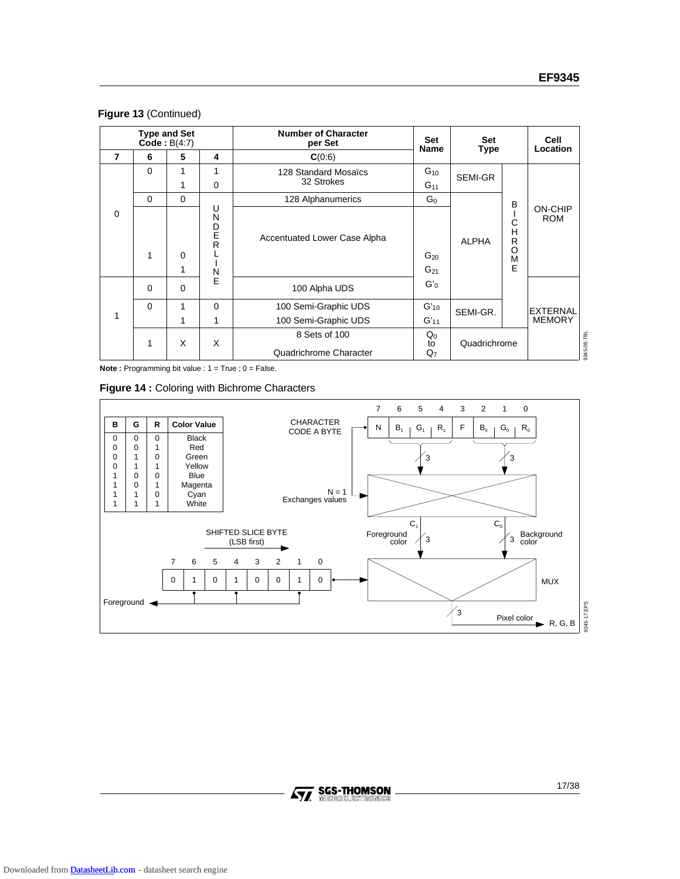**Figure 13** (Continued)

| Type and Set Code : B(4:7) | | | | Number of Character per Set | Set Name | Set Type | | Cell Location |
|---|---|---|---|---|---|---|---|---|
| 7 | 6 | 5 | 4 | C(0:6) | | | | |
| 0 | 0 | 1 | 1 | 128 Standard Mosaïcs | $G_{10}$ | SEMI-GR | BICHROME | ON-CHIP ROM |
| | | 1 | 0 | 32 Strokes | $G_{11}$ | | | |
| | 0 | 0 | UNDERLINE | 128 Alphanumerics | $G_0$ | ALPHA | | |
| | 1 | 0 | | Accentuated Lower Case Alpha | $G_{20}$ | | | |
| | | 1 | | | $G_{21}$ | | | |
| 1 | 0 | 0 | | 100 Alpha UDS | $G'_0$ | | | EXTERNAL MEMORY |
| | 0 | 1 | 0 | 100 Semi-Graphic UDS | $G'_{10}$ | SEMI-GR. | | |
| | | 1 | 1 | 100 Semi-Graphic UDS | $G'_{11}$ | | | |
| | 1 | X | X | 8 Sets of 100 Quadrichrome Character | $Q_0$ to $Q_7$ | Quadrichrome | | |

**Note :** Programming bit value : 1 = True ; 0 = False.

**Figure 14 :** Coloring with Bichrome Characters

| B | G | R | Color Value |
|---|---|---|---|
| 0 | 0 | 0 | Black |
| 0 | 0 | 1 | Red |
| 0 | 1 | 0 | Green |
| 0 | 1 | 1 | Yellow |
| 1 | 0 | 0 | Blue |
| 1 | 0 | 1 | Magenta |
| 1 | 1 | 0 | Cyan |
| 1 | 1 | 1 | White |

CHARACTER CODE A BYTE: bits 7–0 = N, $B_1$, $G_1$, $R_1$, F, $B_0$, $G_0$, $R_0$

N = 1 Exchanges values

$C_1$ Foreground color (3) — $C_0$ Background color (3)

SHIFTED SLICE BYTE (LSB first): bits 7–0 = 0, 1, 0, 1, 0, 0, 1, 0

Foreground — MUX — Pixel color (3) → R, G, B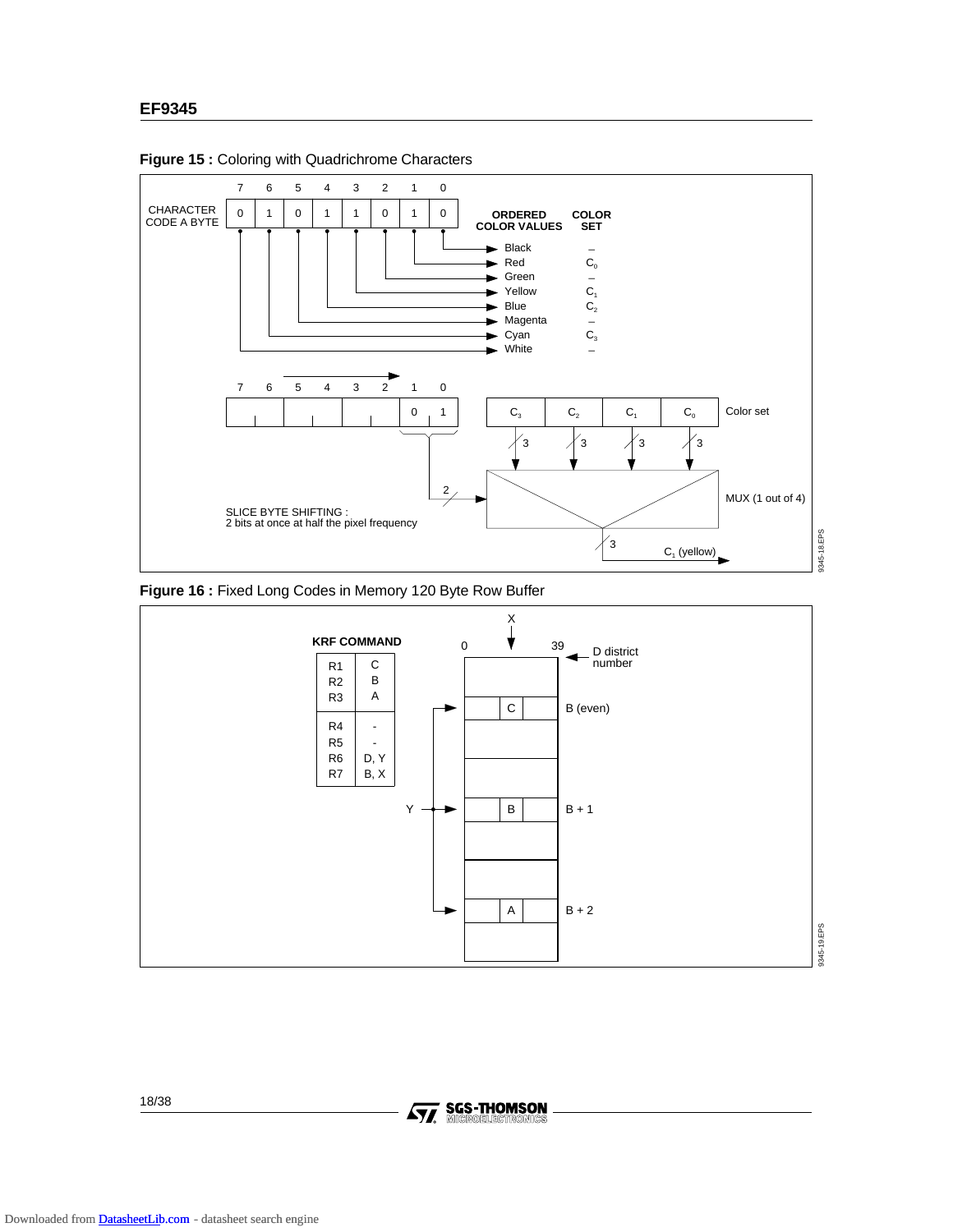**Figure 15 :** Coloring with Quadrichrome Characters

CHARACTER CODE A BYTE

| Bit | 7 | 6 | 5 | 4 | 3 | 2 | 1 | 0 |
|---|---|---|---|---|---|---|---|---|
| Value | 0 | 1 | 0 | 1 | 1 | 0 | 1 | 0 |

| ORDERED COLOR VALUES | COLOR SET |
|---|---|
| Black | – |
| Red | $C_0$ |
| Green | – |
| Yellow | $C_1$ |
| Blue | $C_2$ |
| Magenta | – |
| Cyan | $C_3$ |
| White | – |

Color set: $C_3$, $C_2$, $C_1$, $C_0$

MUX (1 out of 4)

$C_1$ (yellow)

SLICE BYTE SHIFTING :
2 bits at once at half the pixel frequency

**Figure 16 :** Fixed Long Codes in Memory 120 Byte Row Buffer

KRF COMMAND

| | |
|---|---|
| R1 | C |
| R2 | B |
| R3 | A |
| R4 | - |
| R5 | - |
| R6 | D, Y |
| R7 | B, X |

X; 0; 39; D district number; C: B (even); Y; B: B + 1; A: B + 2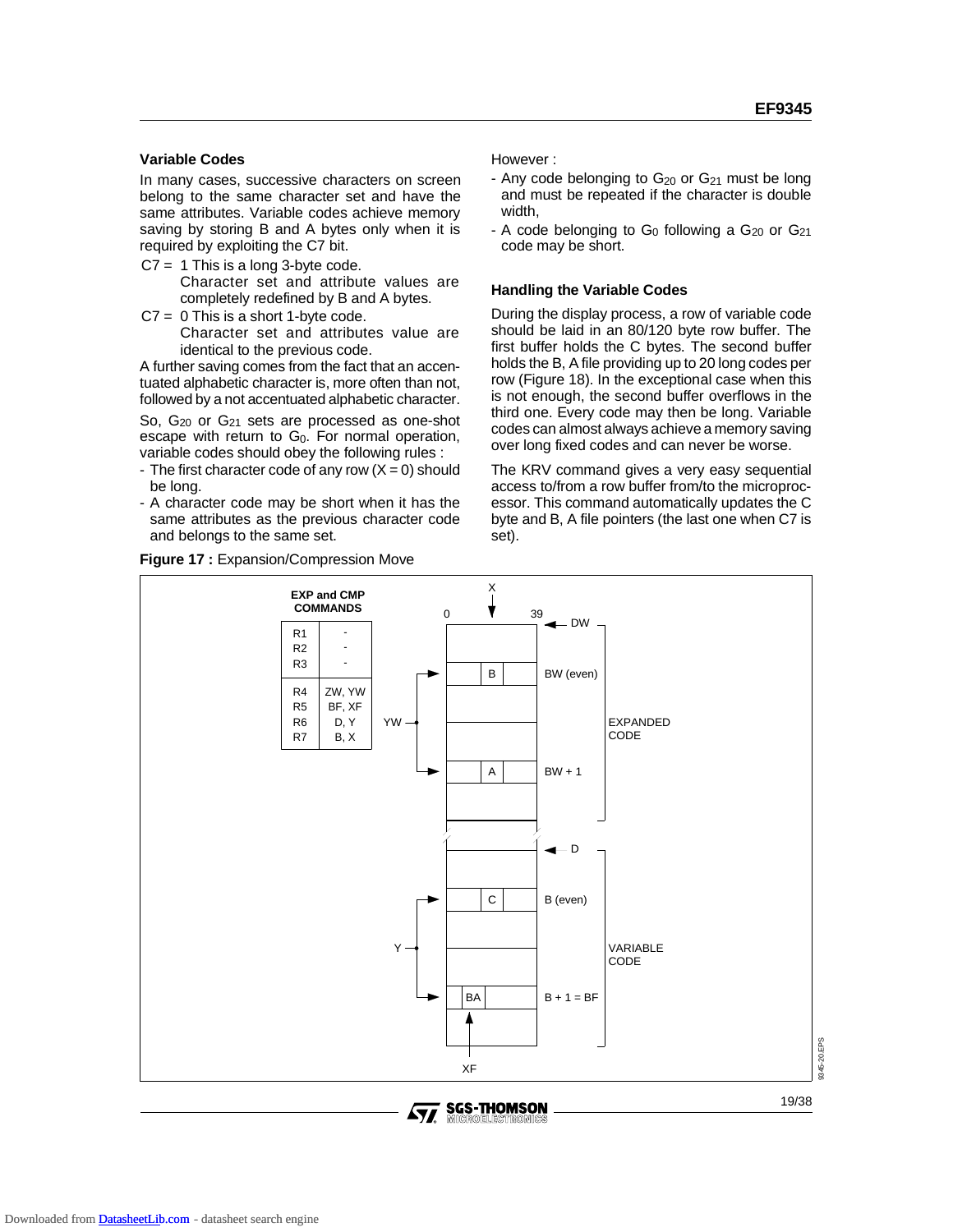### Variable Codes

In many cases, successive characters on screen belong to the same character set and have the same attributes. Variable codes achieve memory saving by storing B and A bytes only when it is required by exploiting the C7 bit.

C7 = 1 This is a long 3-byte code.
Character set and attribute values are completely redefined by B and A bytes.

C7 = 0 This is a short 1-byte code.
Character set and attributes value are identical to the previous code.

A further saving comes from the fact that an accentuated alphabetic character is, more often than not, followed by a not accentuated alphabetic character.

So, $G_{20}$ or $G_{21}$ sets are processed as one-shot escape with return to $G_0$. For normal operation, variable codes should obey the following rules :

- The first character code of any row (X = 0) should be long.
- A character code may be short when it has the same attributes as the previous character code and belongs to the same set.

However :

- Any code belonging to $G_{20}$ or $G_{21}$ must be long and must be repeated if the character is double width,
- A code belonging to $G_0$ following a $G_{20}$ or $G_{21}$ code may be short.

### Handling the Variable Codes

During the display process, a row of variable code should be laid in an 80/120 byte row buffer. The first buffer holds the C bytes. The second buffer holds the B, A file providing up to 20 long codes per row (Figure 18). In the exceptional case when this is not enough, the second buffer overflows in the third one. Every code may then be long. Variable codes can almost always achieve a memory saving over long fixed codes and can never be worse.

The KRV command gives a very easy sequential access to/from a row buffer from/to the microprocessor. This command automatically updates the C byte and B, A file pointers (the last one when C7 is set).

**Figure 17 :** Expansion/Compression Move

**EXP and CMP COMMANDS**

| | |
|---|---|
| R1 | - |
| R2 | - |
| R3 | - |
| R4 | ZW, YW |
| R5 | BF, XF |
| R6 | D, Y |
| R7 | B, X |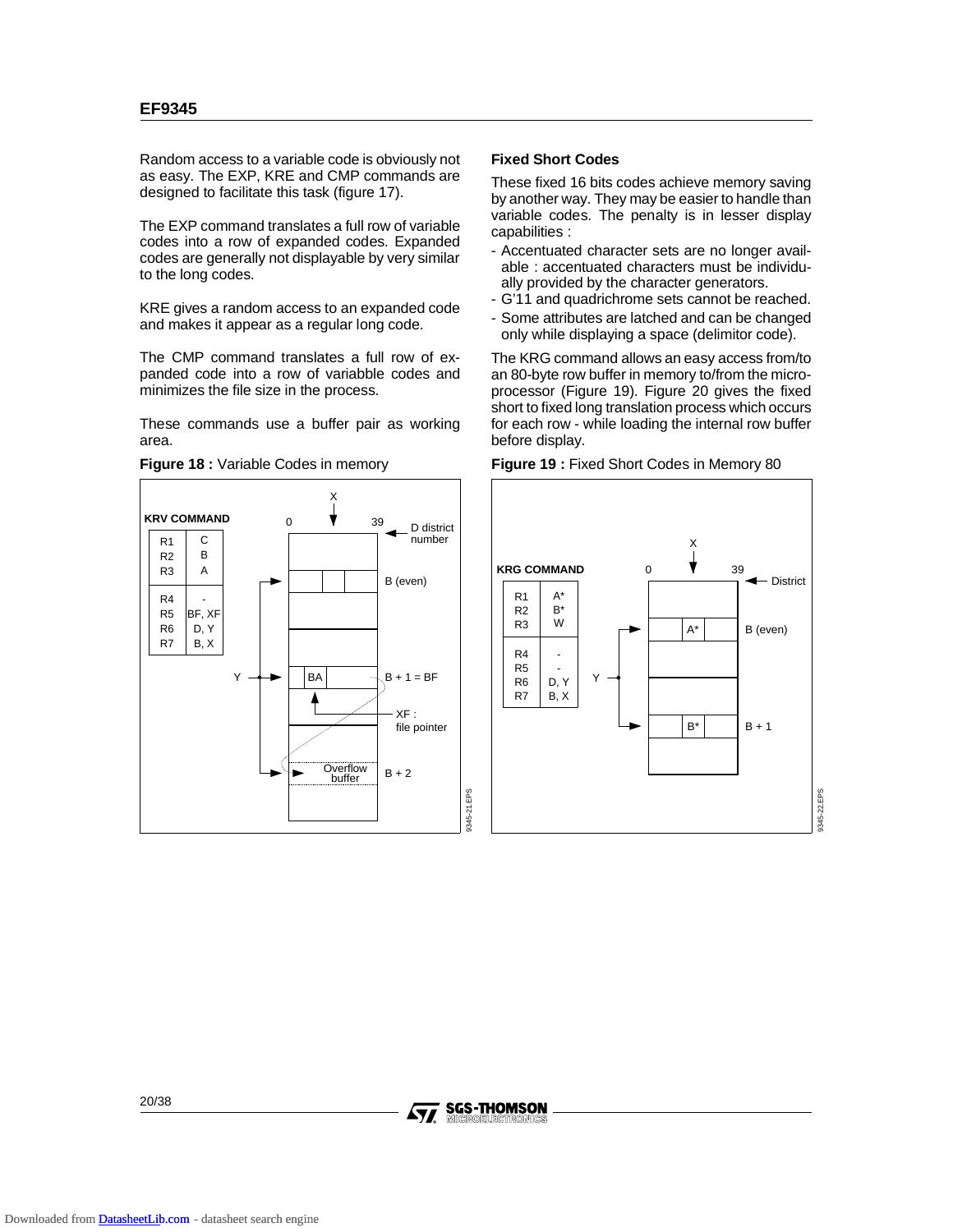Random access to a variable code is obviously not as easy. The EXP, KRE and CMP commands are designed to facilitate this task (figure 17).

The EXP command translates a full row of variable codes into a row of expanded codes. Expanded codes are generally not displayable by very similar to the long codes.

KRE gives a random access to an expanded code and makes it appear as a regular long code.

The CMP command translates a full row of expanded code into a row of variabble codes and minimizes the file size in the process.

These commands use a buffer pair as working area.

**Figure 18 :** Variable Codes in memory

**KRV COMMAND**

| | |
|---|---|
| R1 | C |
| R2 | B |
| R3 | A |
| R4 | - |
| R5 | BF, XF |
| R6 | D, Y |
| R7 | B, X |

### Fixed Short Codes

These fixed 16 bits codes achieve memory saving by another way. They may be easier to handle than variable codes. The penalty is in lesser display capabilities :

- Accentuated character sets are no longer available : accentuated characters must be individually provided by the character generators.
- G'11 and quadrichrome sets cannot be reached.
- Some attributes are latched and can be changed only while displaying a space (delimitor code).

The KRG command allows an easy access from/to an 80-byte row buffer in memory to/from the microprocessor (Figure 19). Figure 20 gives the fixed short to fixed long translation process which occurs for each row - while loading the internal row buffer before display.

**Figure 19 :** Fixed Short Codes in Memory 80

**KRG COMMAND**

| | |
|---|---|
| R1 | A* |
| R2 | B* |
| R3 | W |
| R4 | - |
| R5 | - |
| R6 | D, Y |
| R7 | B, X |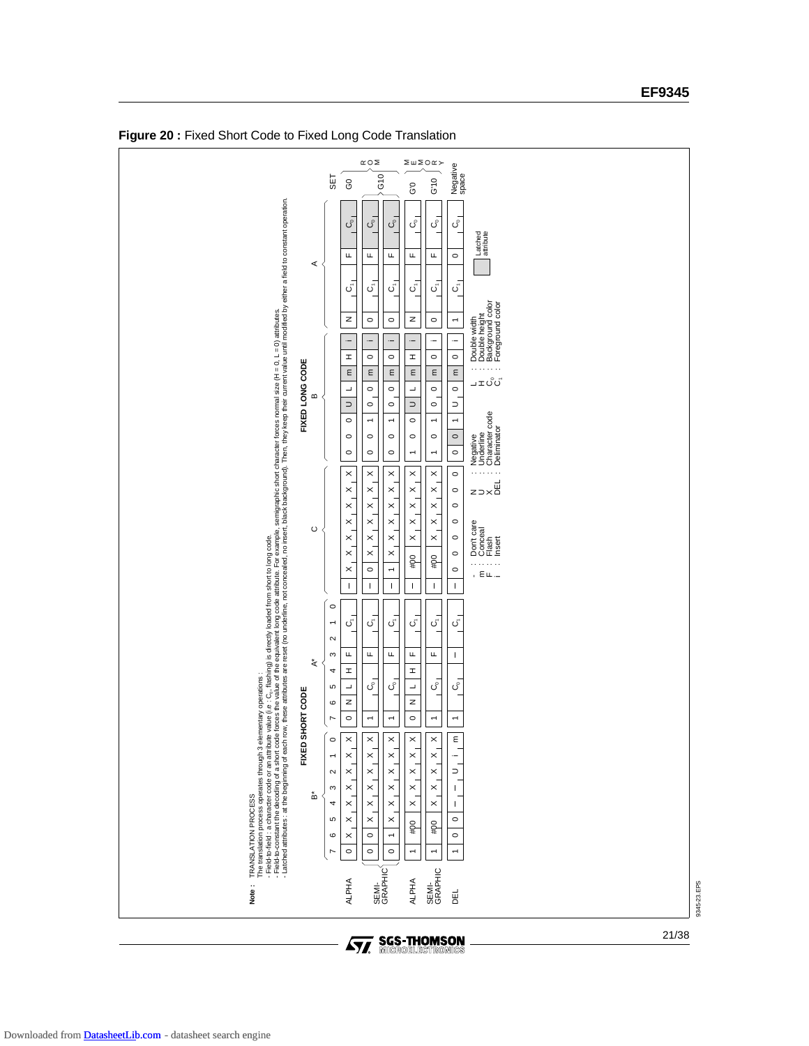**Figure 20 :** Fixed Short Code to Fixed Long Code Translation

**Note :** TRANSLATION PROCESS
The translation process operates through 3 elementary operations :
- Field-to-field : a character code or an attribute value (i.e : $C_0$, flashing) is directly loaded from short to long code.
- Field-to-constant the decoding of a short code forces the value of the equivalent long code attribute. For example, semigraphic short character forces normal size (H = 0, L = 0) attributes.
- Latched attributes : at the beginning of each row, these attributes are reset (no underline, not concealed, no insert, black background). Then, they keep their current value until modified by either a field to constant operation.

**FIXED SHORT CODE**

| | B* 7 | 6 | 5 | 4 | 3 | 2 | 1 | 0 | A* 7 | 6 | 5 | 4 | 3 | 2 | 1 | 0 |
|---|---|---|---|---|---|---|---|---|---|---|---|---|---|---|---|---|
| ALPHA | 0 | X | X | X | X | X | X | X | 0 | N | L | H | F | | $C_1$ | |
| SEMI-GRAPHIC | 0 | 0 | X | X | X | X | X | X | 1 | | $C_0$ | | F | | $C_1$ | |
| SEMI-GRAPHIC | 0 | 1 | X | X | X | X | X | X | 1 | | $C_0$ | | F | | $C_1$ | |
| ALPHA | 1 | #00 | | X | X | X | X | X | 0 | N | L | H | F | | $C_1$ | |
| SEMI-GRAPHIC | 1 | #00 | | X | X | X | X | X | 1 | | $C_0$ | | F | | $C_1$ | |
| DEL | 1 | 0 | 0 | - | - | U | i | m | 1 | | $C_0$ | | - | | $C_1$ | |

**FIXED LONG CODE**

| | C | | | | | | | | B | | | | | | | | A | | | | SET |
|---|---|---|---|---|---|---|---|---|---|---|---|---|---|---|---|---|---|---|---|---|---|
| ALPHA | - | X | X | X | X | X | X | X | 0 | 0 | 0 | U | L | m | H | i | N | $C_1$ | F | $C_0$ | G0 (ROM) |
| SEMI-GRAPHIC | - | 0 | X | X | X | X | X | X | 0 | 0 | 1 | 0 | 0 | m | 0 | i | 0 | $C_1$ | F | $C_0$ | G10 (ROM) |
| SEMI-GRAPHIC | - | 1 | X | X | X | X | X | X | 0 | 0 | 1 | 0 | 0 | m | 0 | i | 0 | $C_1$ | F | $C_0$ | G10 (ROM) |
| ALPHA | - | #00 | | X | X | X | X | X | 1 | 0 | 0 | U | L | m | H | i | N | $C_1$ | F | $C_0$ | G'0 (MEMORY) |
| SEMI-GRAPHIC | - | #00 | | X | X | X | X | X | 1 | 0 | 1 | 0 | 0 | m | 0 | i | 0 | $C_1$ | F | $C_0$ | G'10 (MEMORY) |
| DEL | - | 0 | 0 | 0 | 0 | 0 | 0 | 0 | 0 | 0 | 1 | U | 0 | m | 0 | i | 1 | $C_1$ | 0 | $C_0$ | Negative space |

- : Don't care
m : Conceal
F : Flash
i : Insert
N : Negative
U : Underline
X : Character code
DEL : Delimitator
L : Double width
H : Double height
$C_0$ : Background color
$C_1$ : Foreground color

Shaded cells : Latched attribute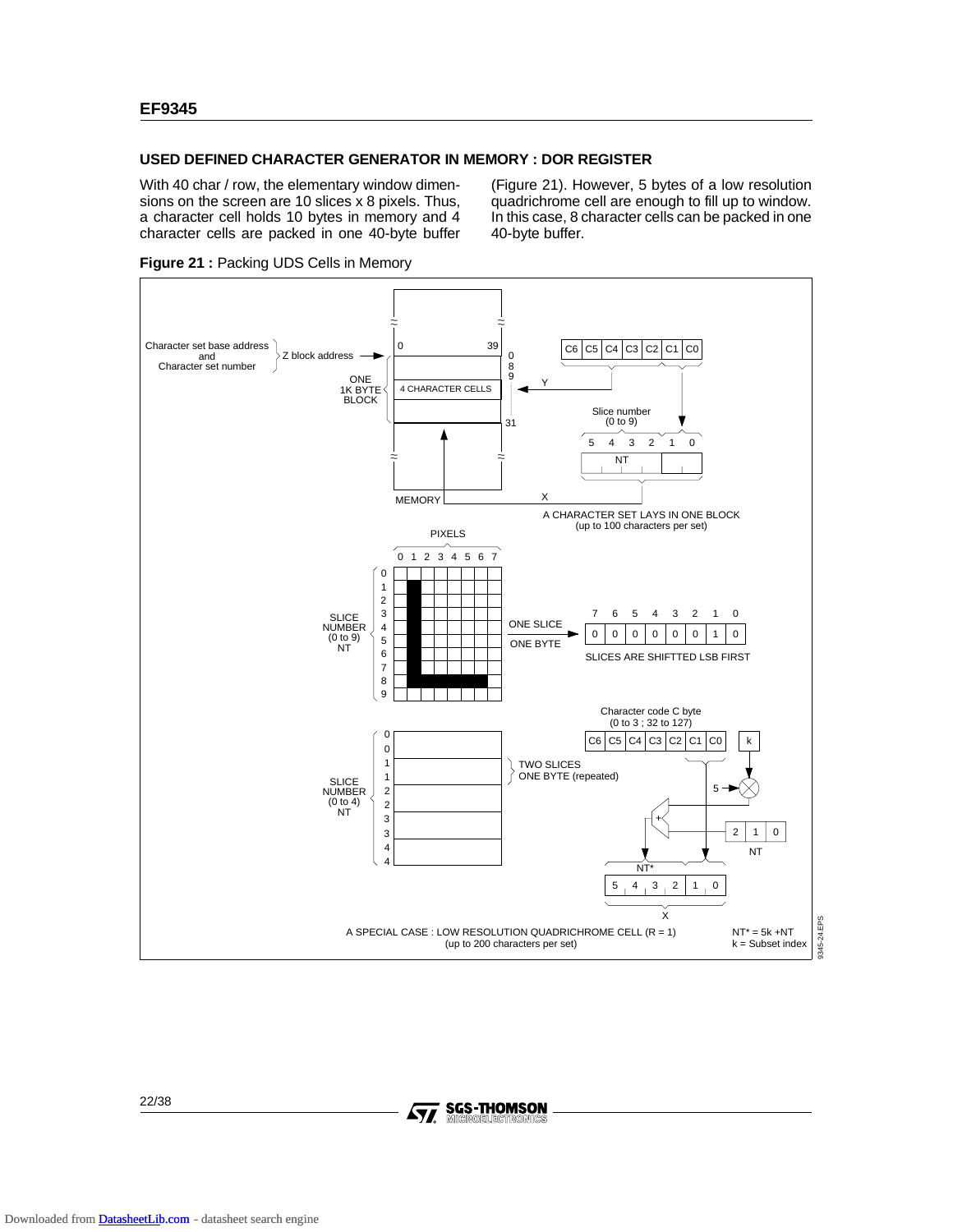## USED DEFINED CHARACTER GENERATOR IN MEMORY : DOR REGISTER

With 40 char / row, the elementary window dimensions on the screen are 10 slices x 8 pixels. Thus, a character cell holds 10 bytes in memory and 4 character cells are packed in one 40-byte buffer (Figure 21). However, 5 bytes of a low resolution quadrichrome cell are enough to fill up to window. In this case, 8 character cells can be packed in one 40-byte buffer.

**Figure 21 :** Packing UDS Cells in Memory

Character set base address and Character set number → Z block address

ONE 1K BYTE BLOCK: 0 … 39 ; 0, 8, 9 … 31 ; 4 CHARACTER CELLS

C6 C5 C4 C3 C2 C1 C0 → Y

Slice number (0 to 9): 5 4 3 2 1 0 — NT

MEMORY — X

A CHARACTER SET LAYS IN ONE BLOCK (up to 100 characters per set)

PIXELS: 0 1 2 3 4 5 6 7

SLICE NUMBER (0 to 9) NT: 0 1 2 3 4 5 6 7 8 9

ONE SLICE → ONE BYTE: 7 6 5 4 3 2 1 0 = 0 0 0 0 0 0 1 0

SLICES ARE SHIFTTED LSB FIRST

Character code C byte (0 to 3 ; 32 to 127): C6 C5 C4 C3 C2 C1 C0 ; k

SLICE NUMBER (0 to 4) NT: 0 0 1 1 2 2 3 3 4 4

TWO SLICES ONE BYTE (repeated)

5 ; 2 1 0 NT ; NT* : 5 4 3 2 1 0 ; X

A SPECIAL CASE : LOW RESOLUTION QUADRICHROME CELL (R = 1) (up to 200 characters per set)

NT* = 5k +NT
k = Subset index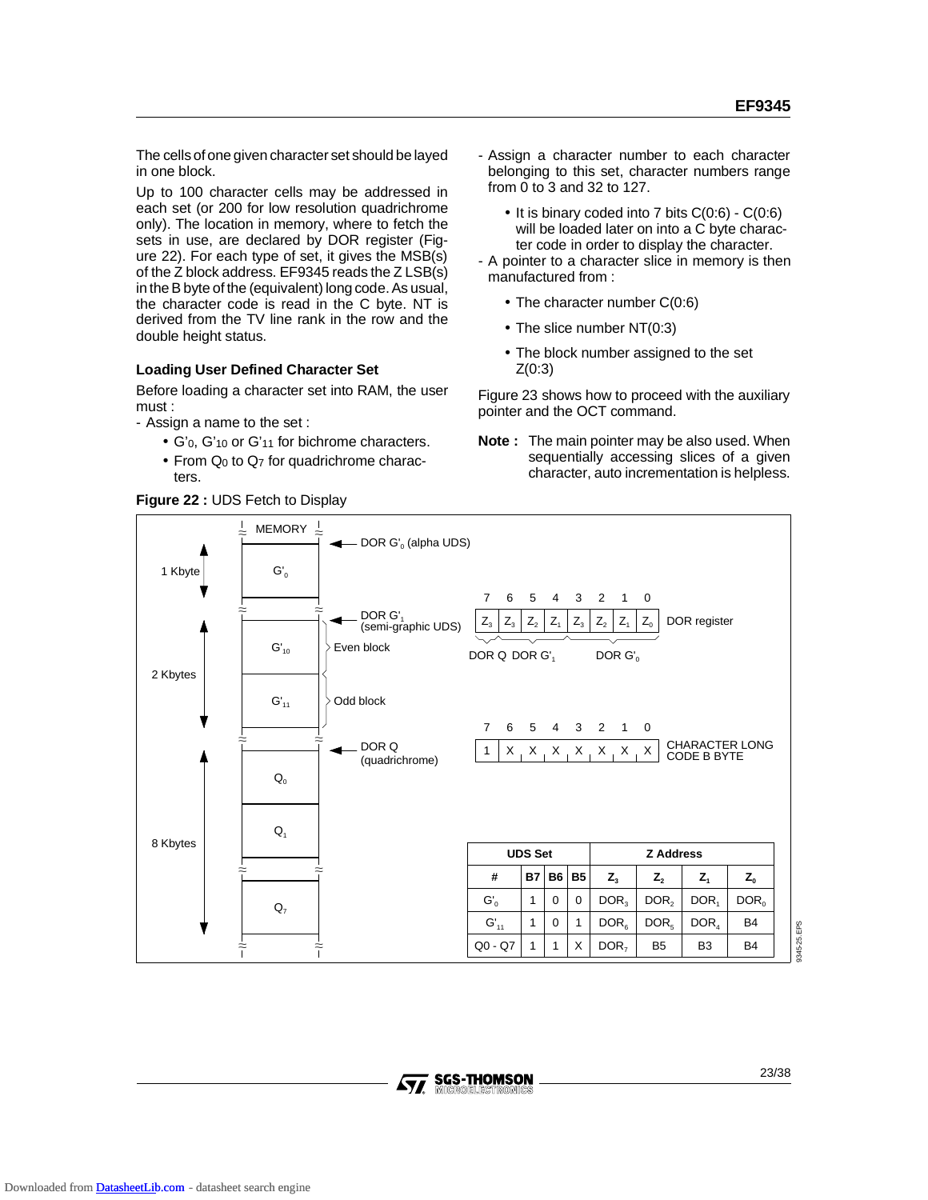The cells of one given character set should be layed in one block.

Up to 100 character cells may be addressed in each set (or 200 for low resolution quadrichrome only). The location in memory, where to fetch the sets in use, are declared by DOR register (Figure 22). For each type of set, it gives the MSB(s) of the Z block address. EF9345 reads the Z LSB(s) in the B byte of the (equivalent) long code. As usual, the character code is read in the C byte. NT is derived from the TV line rank in the row and the double height status.

### Loading User Defined Character Set

Before loading a character set into RAM, the user must :

- Assign a name to the set :
  - $G'_0$, $G'_{10}$ or $G'_{11}$ for bichrome characters.
  - From $Q_0$ to $Q_7$ for quadrichrome characters.
- Assign a character number to each character belonging to this set, character numbers range from 0 to 3 and 32 to 127.
  - It is binary coded into 7 bits C(0:6) - C(0:6) will be loaded later on into a C byte character code in order to display the character.
- A pointer to a character slice in memory is then manufactured from :
  - The character number C(0:6)
  - The slice number NT(0:3)
  - The block number assigned to the set Z(0:3)

Figure 23 shows how to proceed with the auxiliary pointer and the OCT command.

**Note :** The main pointer may be also used. When sequentially accessing slices of a given character, auto incrementation is helpless.

**Figure 22 :** UDS Fetch to Display

MEMORY: $G'_0$ (1 Kbyte) ← DOR $G'_0$ (alpha UDS); $G'_{10}$ (Even block), $G'_{11}$ (Odd block) (2 Kbytes) ← DOR $G'_1$ (semi-graphic UDS); $Q_0$, $Q_1$, ..., $Q_7$ (8 Kbytes) ← DOR Q (quadrichrome)

DOR register:

| 7 | 6 | 5 | 4 | 3 | 2 | 1 | 0 |
|---|---|---|---|---|---|---|---|
| $Z_3$ | $Z_3$ | $Z_2$ | $Z_1$ | $Z_3$ | $Z_2$ | $Z_1$ | $Z_0$ |
| DOR Q | DOR $G'_1$ | | | DOR $G'_0$ | | | |

CHARACTER LONG CODE B BYTE:

| 7 | 6 | 5 | 4 | 3 | 2 | 1 | 0 |
|---|---|---|---|---|---|---|---|
| 1 | X | X | X | X | X | X | X |

| UDS Set | | | | Z Address | | | |
|---|---|---|---|---|---|---|---|
| # | B7 | B6 | B5 | $Z_3$ | $Z_2$ | $Z_1$ | $Z_0$ |
| $G'_0$ | 1 | 0 | 0 | $DOR_3$ | $DOR_2$ | $DOR_1$ | $DOR_0$ |
| $G'_{11}$ | 1 | 0 | 1 | $DOR_6$ | $DOR_5$ | $DOR_4$ | B4 |
| Q0 - Q7 | 1 | 1 | X | $DOR_7$ | B5 | B3 | B4 |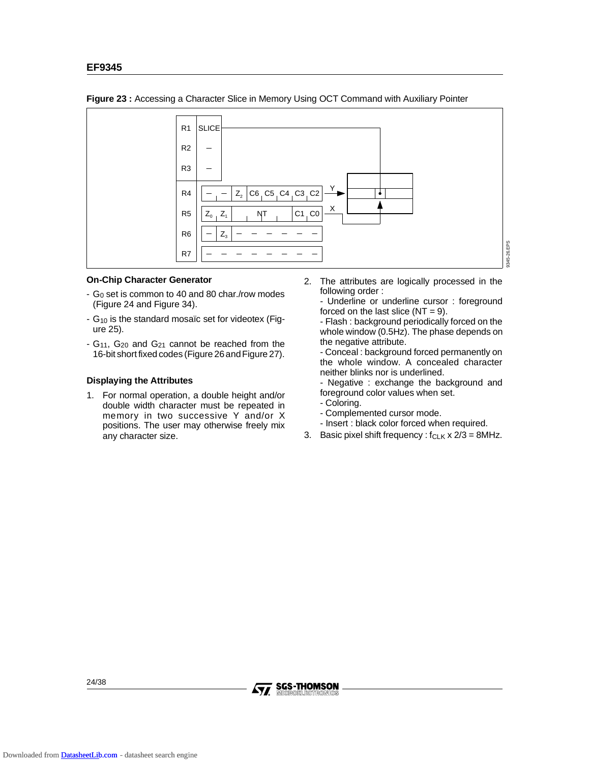**Figure 23 :** Accessing a Character Slice in Memory Using OCT Command with Auxiliary Pointer

| Register | Content |
|---|---|
| R1 | SLICE |
| R2 | – |
| R3 | – |
| R4 | – – $Z_2$ C6 C5 C4 C3 C2 (Y) |
| R5 | $Z_0$ $Z_1$ NT C1 C0 (X) |
| R6 | – $Z_3$ – – – – – – |
| R7 | – – – – – – – – |

### On-Chip Character Generator

- $G_0$ set is common to 40 and 80 char./row modes (Figure 24 and Figure 34).
- $G_{10}$ is the standard mosaïc set for videotex (Figure 25).
- $G_{11}$, $G_{20}$ and $G_{21}$ cannot be reached from the 16-bit short fixed codes (Figure 26 and Figure 27).

### Displaying the Attributes

1. For normal operation, a double height and/or double width character must be repeated in memory in two successive Y and/or X positions. The user may otherwise freely mix any character size.
2. The attributes are logically processed in the following order :
   - Underline or underline cursor : foreground forced on the last slice (NT = 9).
   - Flash : background periodically forced on the whole window (0.5Hz). The phase depends on the negative attribute.
   - Conceal : background forced permanently on the whole window. A concealed character neither blinks nor is underlined.
   - Negative : exchange the background and foreground color values when set.
   - Coloring.
   - Complemented cursor mode.
   - Insert : black color forced when required.
3. Basic pixel shift frequency : $f_{CLK} \times 2/3 = 8MHz$.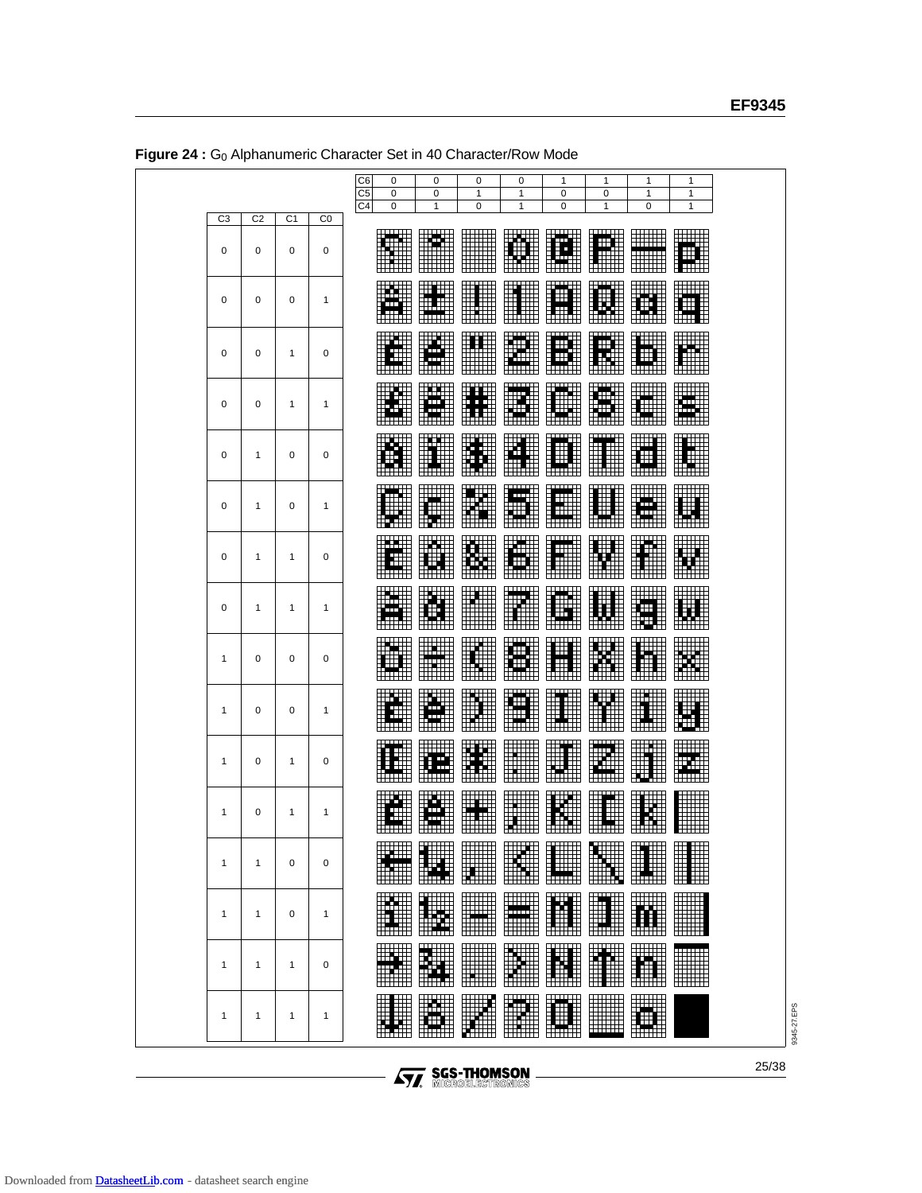**Figure 24 :** $G_0$ Alphanumeric Character Set in 40 Character/Row Mode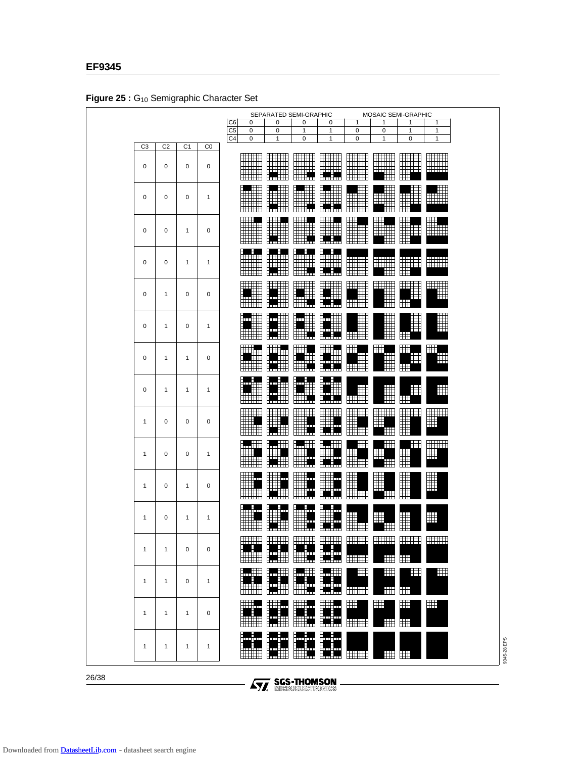**Figure 25 :** $G_{10}$ Semigraphic Character Set

| | | | | SEPARATED SEMI-GRAPHIC | | | | MOSAIC SEMI-GRAPHIC | | | |
|---|---|---|---|---|---|---|---|---|---|---|---|
| | | | C6 | 0 | 0 | 0 | 0 | 1 | 1 | 1 | 1 |
| | | | C5 | 0 | 0 | 1 | 1 | 0 | 0 | 1 | 1 |
| | | | C4 | 0 | 1 | 0 | 1 | 0 | 1 | 0 | 1 |
| **C3** | **C2** | **C1** | **C0** | | | | | | | | |
| 0 | 0 | 0 | 0 | | | | | | | | |
| 0 | 0 | 0 | 1 | | | | | | | | |
| 0 | 0 | 1 | 0 | | | | | | | | |
| 0 | 0 | 1 | 1 | | | | | | | | |
| 0 | 1 | 0 | 0 | | | | | | | | |
| 0 | 1 | 0 | 1 | | | | | | | | |
| 0 | 1 | 1 | 0 | | | | | | | | |
| 0 | 1 | 1 | 1 | | | | | | | | |
| 1 | 0 | 0 | 0 | | | | | | | | |
| 1 | 0 | 0 | 1 | | | | | | | | |
| 1 | 0 | 1 | 0 | | | | | | | | |
| 1 | 0 | 1 | 1 | | | | | | | | |
| 1 | 1 | 0 | 0 | | | | | | | | |
| 1 | 1 | 0 | 1 | | | | | | | | |
| 1 | 1 | 1 | 0 | | | | | | | | |
| 1 | 1 | 1 | 1 | | | | | | | | |

9345-28.EPS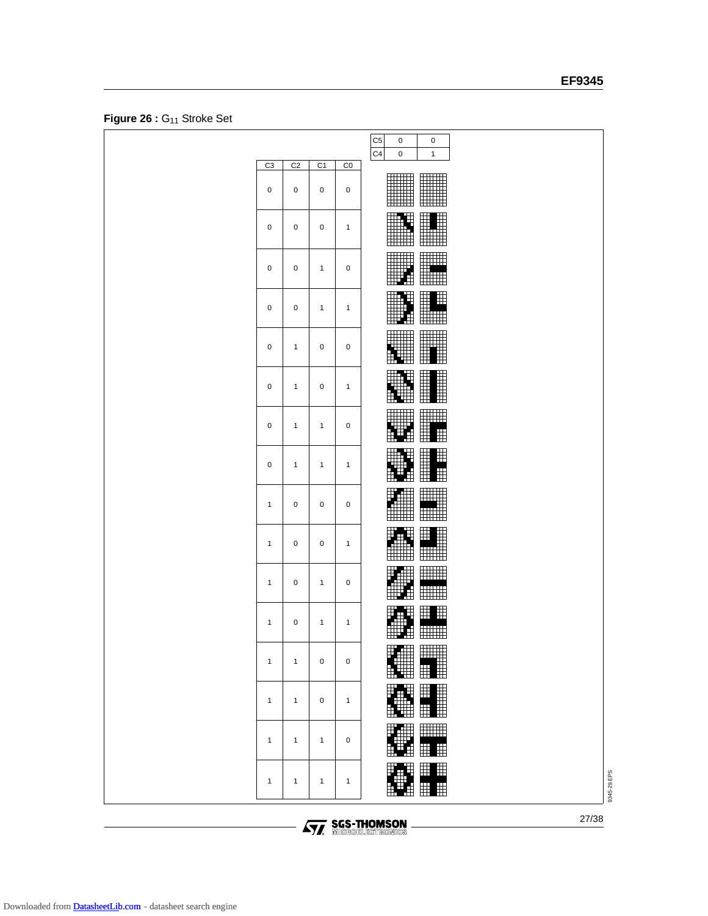**Figure 26 :** $G_{11}$ Stroke Set

| C3 | C2 | C1 | C0 | C5=0, C4=0 | C5=0, C4=1 |
|---|---|---|---|---|---|
| 0 | 0 | 0 | 0 | | |
| 0 | 0 | 0 | 1 | | |
| 0 | 0 | 1 | 0 | | |
| 0 | 0 | 1 | 1 | | |
| 0 | 1 | 0 | 0 | | |
| 0 | 1 | 0 | 1 | | |
| 0 | 1 | 1 | 0 | | |
| 0 | 1 | 1 | 1 | | |
| 1 | 0 | 0 | 0 | | |
| 1 | 0 | 0 | 1 | | |
| 1 | 0 | 1 | 0 | | |
| 1 | 0 | 1 | 1 | | |
| 1 | 1 | 0 | 0 | | |
| 1 | 1 | 0 | 1 | | |
| 1 | 1 | 1 | 0 | | |
| 1 | 1 | 1 | 1 | | |

9345-29.EPS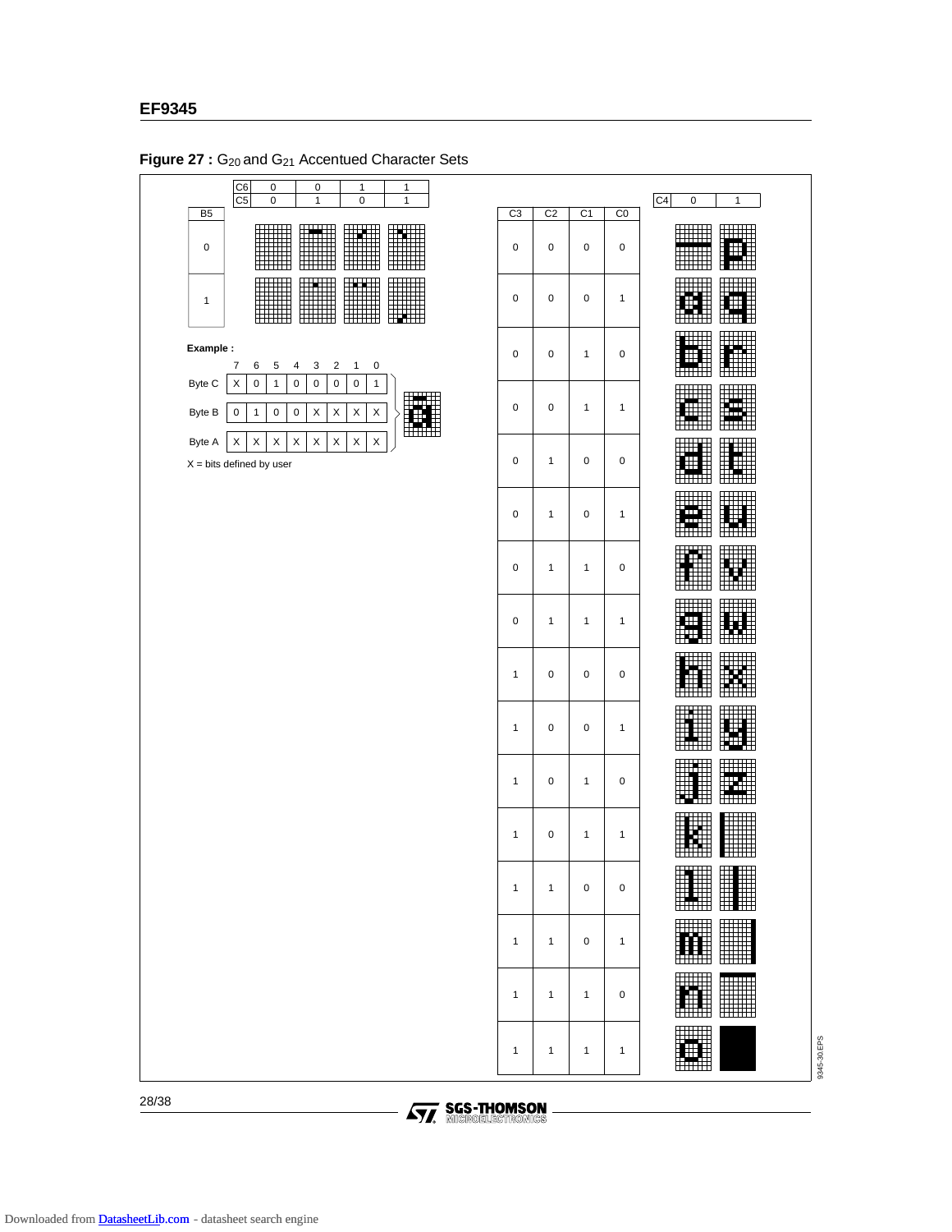**Figure 27 :** $G_{20}$ and $G_{21}$ Accentued Character Sets

| C6 | 0 | 0 | 1 | 1 |
|---|---|---|---|---|
| C5 | 0 | 1 | 0 | 1 |
| **B5** | | | | |
| 0 | | | | |
| 1 | | | | |

**Example :**

| | 7 | 6 | 5 | 4 | 3 | 2 | 1 | 0 |
|---|---|---|---|---|---|---|---|---|
| Byte C | X | 0 | 1 | 0 | 0 | 0 | 0 | 1 |
| Byte B | 0 | 1 | 0 | 0 | X | X | X | X |
| Byte A | X | X | X | X | X | X | X | X |

X = bits defined by user

| C3 | C2 | C1 | C0 | C4 = 0 | C4 = 1 |
|---|---|---|---|---|---|
| 0 | 0 | 0 | 0 | | p |
| 0 | 0 | 0 | 1 | a | q |
| 0 | 0 | 1 | 0 | b | r |
| 0 | 0 | 1 | 1 | c | s |
| 0 | 1 | 0 | 0 | d | t |
| 0 | 1 | 0 | 1 | e | u |
| 0 | 1 | 1 | 0 | f | v |
| 0 | 1 | 1 | 1 | g | w |
| 1 | 0 | 0 | 0 | h | x |
| 1 | 0 | 0 | 1 | i | y |
| 1 | 0 | 1 | 0 | j | z |
| 1 | 0 | 1 | 1 | k | |
| 1 | 1 | 0 | 0 | l | |
| 1 | 1 | 0 | 1 | m | |
| 1 | 1 | 1 | 0 | n | |
| 1 | 1 | 1 | 1 | o | |

9345-30.EPS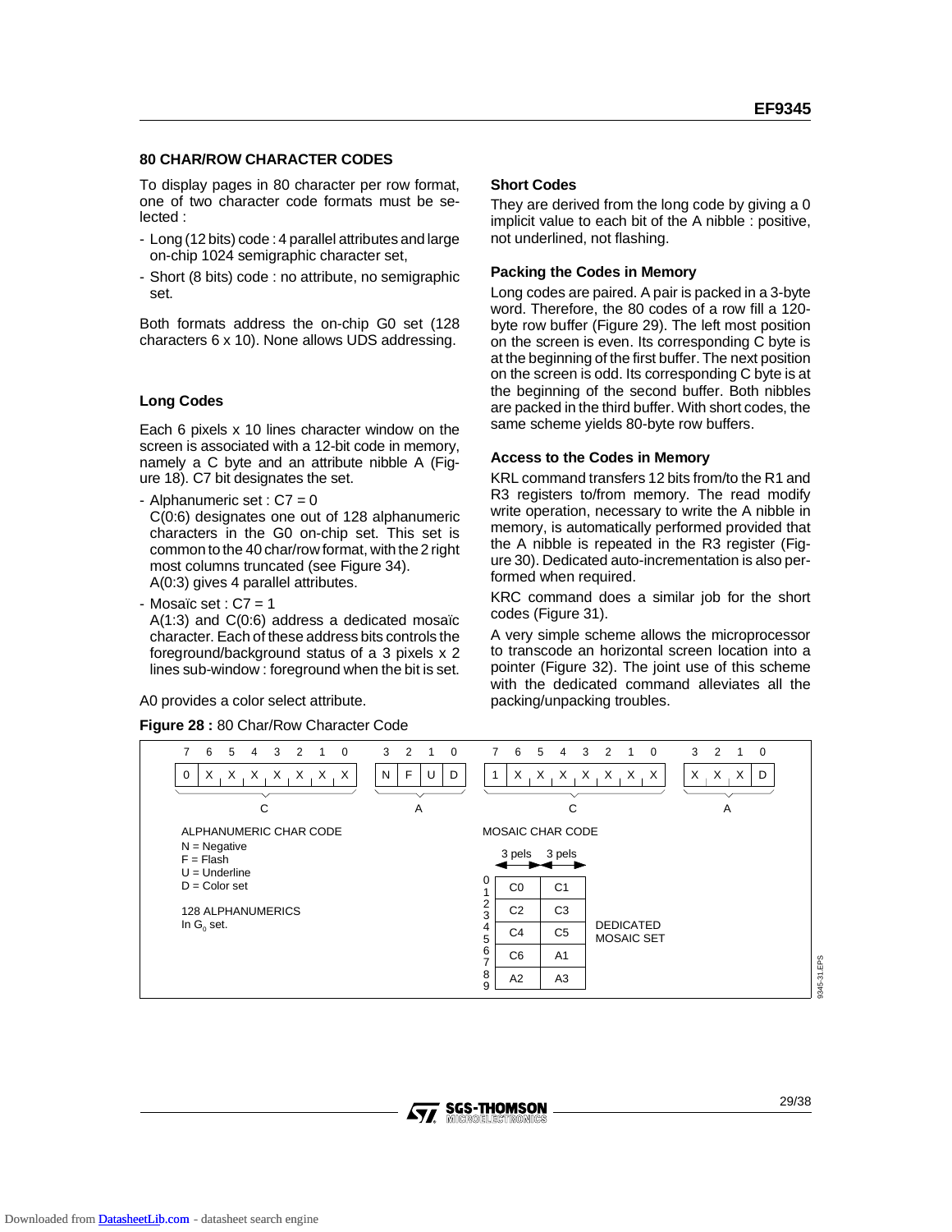## 80 CHAR/ROW CHARACTER CODES

To display pages in 80 character per row format, one of two character code formats must be selected :

- Long (12 bits) code : 4 parallel attributes and large on-chip 1024 semigraphic character set,
- Short (8 bits) code : no attribute, no semigraphic set.

Both formats address the on-chip G0 set (128 characters 6 x 10). None allows UDS addressing.

### Long Codes

Each 6 pixels x 10 lines character window on the screen is associated with a 12-bit code in memory, namely a C byte and an attribute nibble A (Figure 18). C7 bit designates the set.

- Alphanumeric set : C7 = 0
  C(0:6) designates one out of 128 alphanumeric characters in the G0 on-chip set. This set is common to the 40 char/row format, with the 2 right most columns truncated (see Figure 34).
  A(0:3) gives 4 parallel attributes.
- Mosaïc set : C7 = 1
  A(1:3) and C(0:6) address a dedicated mosaïc character. Each of these address bits controls the foreground/background status of a 3 pixels x 2 lines sub-window : foreground when the bit is set.

A0 provides a color select attribute.

### Short Codes

They are derived from the long code by giving a 0 implicit value to each bit of the A nibble : positive, not underlined, not flashing.

### Packing the Codes in Memory

Long codes are paired. A pair is packed in a 3-byte word. Therefore, the 80 codes of a row fill a 120-byte row buffer (Figure 29). The left most position on the screen is even. Its corresponding C byte is at the beginning of the first buffer. The next position on the screen is odd. Its corresponding C byte is at the beginning of the second buffer. Both nibbles are packed in the third buffer. With short codes, the same scheme yields 80-byte row buffers.

### Access to the Codes in Memory

KRL command transfers 12 bits from/to the R1 and R3 registers to/from memory. The read modify write operation, necessary to write the A nibble in memory, is automatically performed provided that the A nibble is repeated in the R3 register (Figure 30). Dedicated auto-incrementation is also performed when required.

KRC command does a similar job for the short codes (Figure 31).

A very simple scheme allows the microprocessor to transcode an horizontal screen location into a pointer (Figure 32). The joint use of this scheme with the dedicated command alleviates all the packing/unpacking troubles.

**Figure 28 :** 80 Char/Row Character Code

ALPHANUMERIC CHAR CODE

| C7 | C6 | C5 | C4 | C3 | C2 | C1 | C0 | A3 | A2 | A1 | A0 |
|---|---|---|---|---|---|---|---|---|---|---|---|
| 0 | X | X | X | X | X | X | X | N | F | U | D |

N = Negative
F = Flash
U = Underline
D = Color set

128 ALPHANUMERICS In $G_0$ set.

MOSAIC CHAR CODE

| C7 | C6 | C5 | C4 | C3 | C2 | C1 | C0 | A3 | A2 | A1 | A0 |
|---|---|---|---|---|---|---|---|---|---|---|---|
| 1 | X | X | X | X | X | X | X | X | X | X | D |

DEDICATED MOSAIC SET

| Lines | 3 pels | 3 pels |
|---|---|---|
| 0-1 | C0 | C1 |
| 2-3 | C2 | C3 |
| 4-5 | C4 | C5 |
| 6-7 | C6 | A1 |
| 8-9 | A2 | A3 |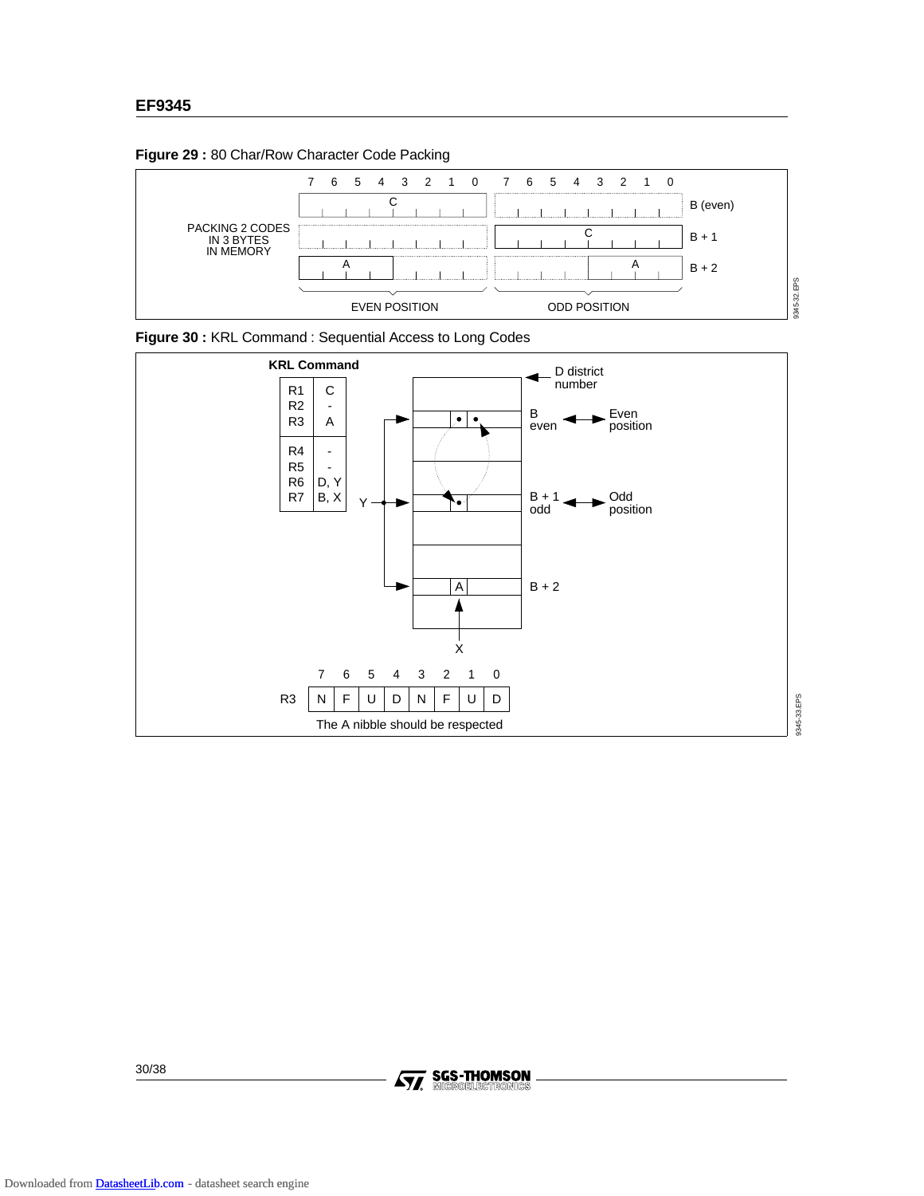**Figure 29 :** 80 Char/Row Character Code Packing

PACKING 2 CODES IN 3 BYTES IN MEMORY

| | 7 6 5 4 3 2 1 0 | 7 6 5 4 3 2 1 0 | |
|---|---|---|---|
| | C | | B (even) |
| | | C | B + 1 |
| | A (bits 7-4) | A (bits 3-0) | B + 2 |
| | EVEN POSITION | ODD POSITION | |

**Figure 30 :** KRL Command : Sequential Access to Long Codes

**KRL Command**

| | |
|---|---|
| R1 | C |
| R2 | - |
| R3 | A |
| R4 | - |
| R5 | - |
| R6 | D, Y |
| R7 | B, X |

D district number

B even ↔ Even position

B + 1 odd ↔ Odd position

B + 2

Y, X

| | 7 | 6 | 5 | 4 | 3 | 2 | 1 | 0 |
|---|---|---|---|---|---|---|---|---|
| R3 | N | F | U | D | N | F | U | D |

The A nibble should be respected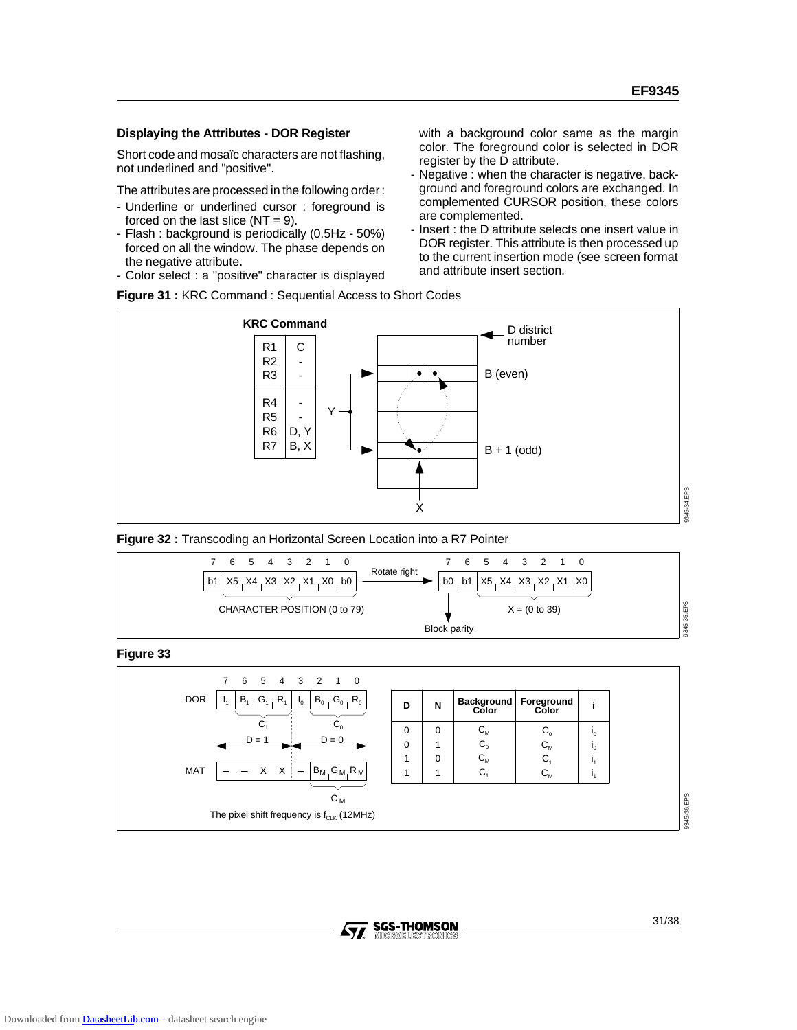### Displaying the Attributes - DOR Register

Short code and mosaïc characters are not flashing, not underlined and "positive".

The attributes are processed in the following order :

- Underline or underlined cursor : foreground is forced on the last slice (NT = 9).
- Flash : background is periodically (0.5Hz - 50%) forced on all the window. The phase depends on the negative attribute.
- Color select : a "positive" character is displayed with a background color same as the margin color. The foreground color is selected in DOR register by the D attribute.
- Negative : when the character is negative, background and foreground colors are exchanged. In complemented CURSOR position, these colors are complemented.
- Insert : the D attribute selects one insert value in DOR register. This attribute is then processed up to the current insertion mode (see screen format and attribute insert section.

**Figure 31 :** KRC Command : Sequential Access to Short Codes

**KRC Command**

| R | C |
|---|---|
| R1 | C |
| R2 | - |
| R3 | - |
| R4 | - |
| R5 | - |
| R6 | D, Y |
| R7 | B, X |

Y, X, D district number, B (even), B + 1 (odd)

**Figure 32 :** Transcoding an Horizontal Screen Location into a R7 Pointer

| 7 | 6 | 5 | 4 | 3 | 2 | 1 | 0 |
|---|---|---|---|---|---|---|---|
| b1 | X5 | X4 | X3 | X2 | X1 | X0 | b0 |

CHARACTER POSITION (0 to 79) — Rotate right →

| 7 | 6 | 5 | 4 | 3 | 2 | 1 | 0 |
|---|---|---|---|---|---|---|---|
| b0 | b1 | X5 | X4 | X3 | X2 | X1 | X0 |

Block parity; X = (0 to 39)

**Figure 33**

| | 7 | 6 | 5 | 4 | 3 | 2 | 1 | 0 |
|---|---|---|---|---|---|---|---|---|
| DOR | $I_1$ | $B_1$ | $G_1$ | $R_1$ | $I_0$ | $B_0$ | $G_0$ | $R_0$ |
| MAT | – | – | X | X | – | $B_M$ | $G_M$ | $R_M$ |

$C_1$ (D = 1), $C_0$ (D = 0), $C_M$

The pixel shift frequency is $f_{CLK}$ (12MHz)

| D | N | Background Color | Foreground Color | i |
|---|---|---|---|---|
| 0 | 0 | $C_M$ | $C_0$ | $i_0$ |
| 0 | 1 | $C_0$ | $C_M$ | $i_0$ |
| 1 | 0 | $C_M$ | $C_1$ | $i_1$ |
| 1 | 1 | $C_1$ | $C_M$ | $i_1$ |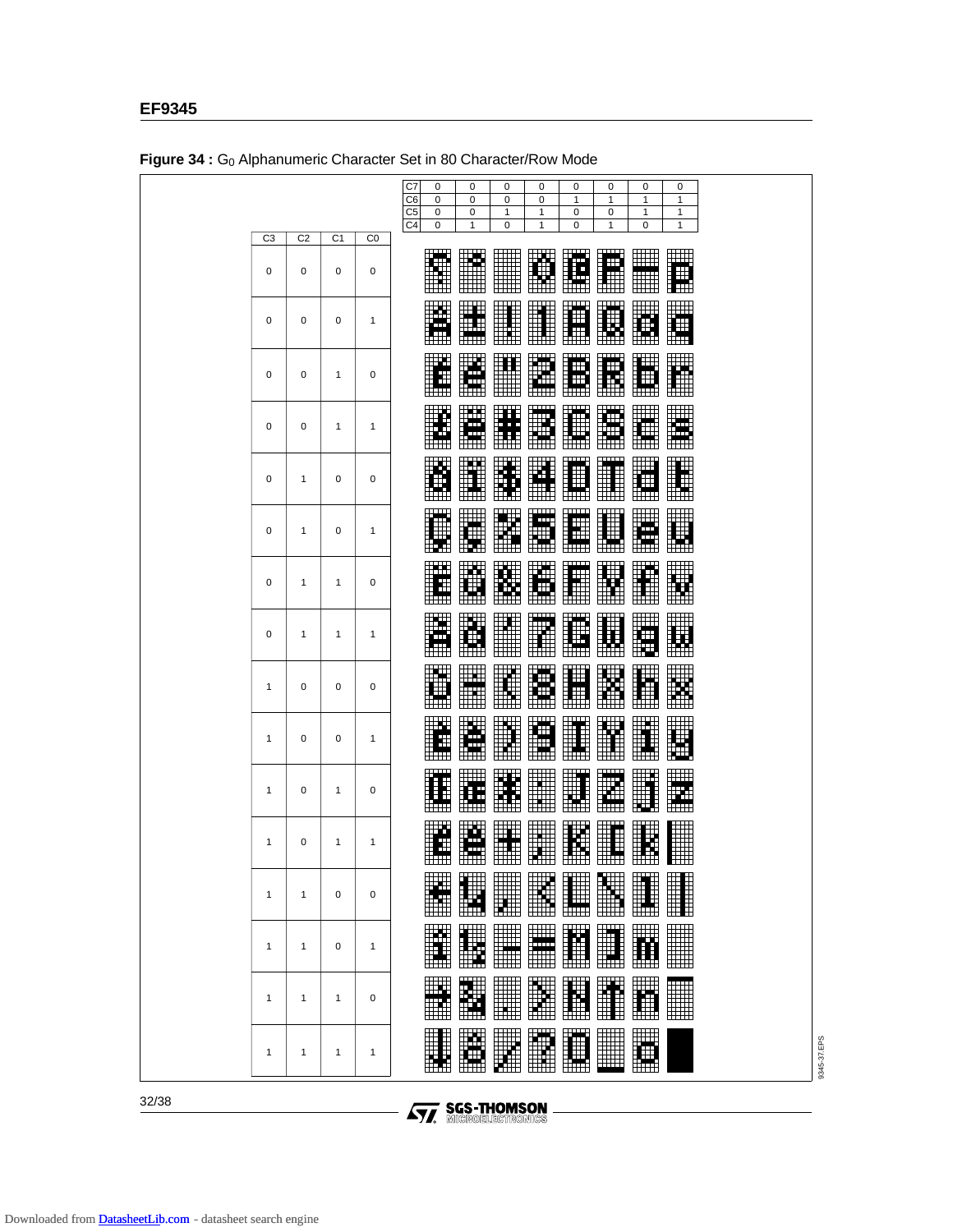**Figure 34 :** $G_0$ Alphanumeric Character Set in 80 Character/Row Mode

| C3 | C2 | C1 | C0 | C7=0 C6=0 C5=0 C4=0 | C7=0 C6=0 C5=0 C4=1 | C7=0 C6=0 C5=1 C4=0 | C7=0 C6=0 C5=1 C4=1 | C7=0 C6=1 C5=0 C4=0 | C7=0 C6=1 C5=0 C4=1 | C7=0 C6=1 C5=1 C4=0 | C7=0 C6=1 C5=1 C4=1 |
|---|---|---|---|---|---|---|---|---|---|---|---|
| 0 | 0 | 0 | 0 | | | | 0 | @ | P | — | p |
| 0 | 0 | 0 | 1 | | ± | ! | 1 | A | Q | a | q |
| 0 | 0 | 1 | 0 | | é | " | 2 | B | R | b | r |
| 0 | 0 | 1 | 1 | £ | ë | # | 3 | C | S | c | s |
| 0 | 1 | 0 | 0 | | ï | $ | 4 | D | T | d | t |
| 0 | 1 | 0 | 1 | Ç | ç | % | 5 | E | U | e | u |
| 0 | 1 | 1 | 0 | | ü | & | 6 | F | V | f | v |
| 0 | 1 | 1 | 1 | | | ' | 7 | G | W | g | w |
| 1 | 0 | 0 | 0 | | ÷ | ( | 8 | H | X | h | x |
| 1 | 0 | 0 | 1 | | è | ) | 9 | I | Y | i | y |
| 1 | 0 | 1 | 0 | Œ | œ | * | : | J | Z | j | z |
| 1 | 0 | 1 | 1 | | ê | + | ; | K | [ | k | ¦ |
| 1 | 1 | 0 | 0 | ← | ¼ | , | < | L | \ | l | \| |
| 1 | 1 | 0 | 1 | | ½ | - | = | M | ] | m | |
| 1 | 1 | 1 | 0 | → | ¾ | . | > | N | ↑ | n | ‾ |
| 1 | 1 | 1 | 1 | ↓ | | / | ? | O | _ | o | █ |

9345-37.EPS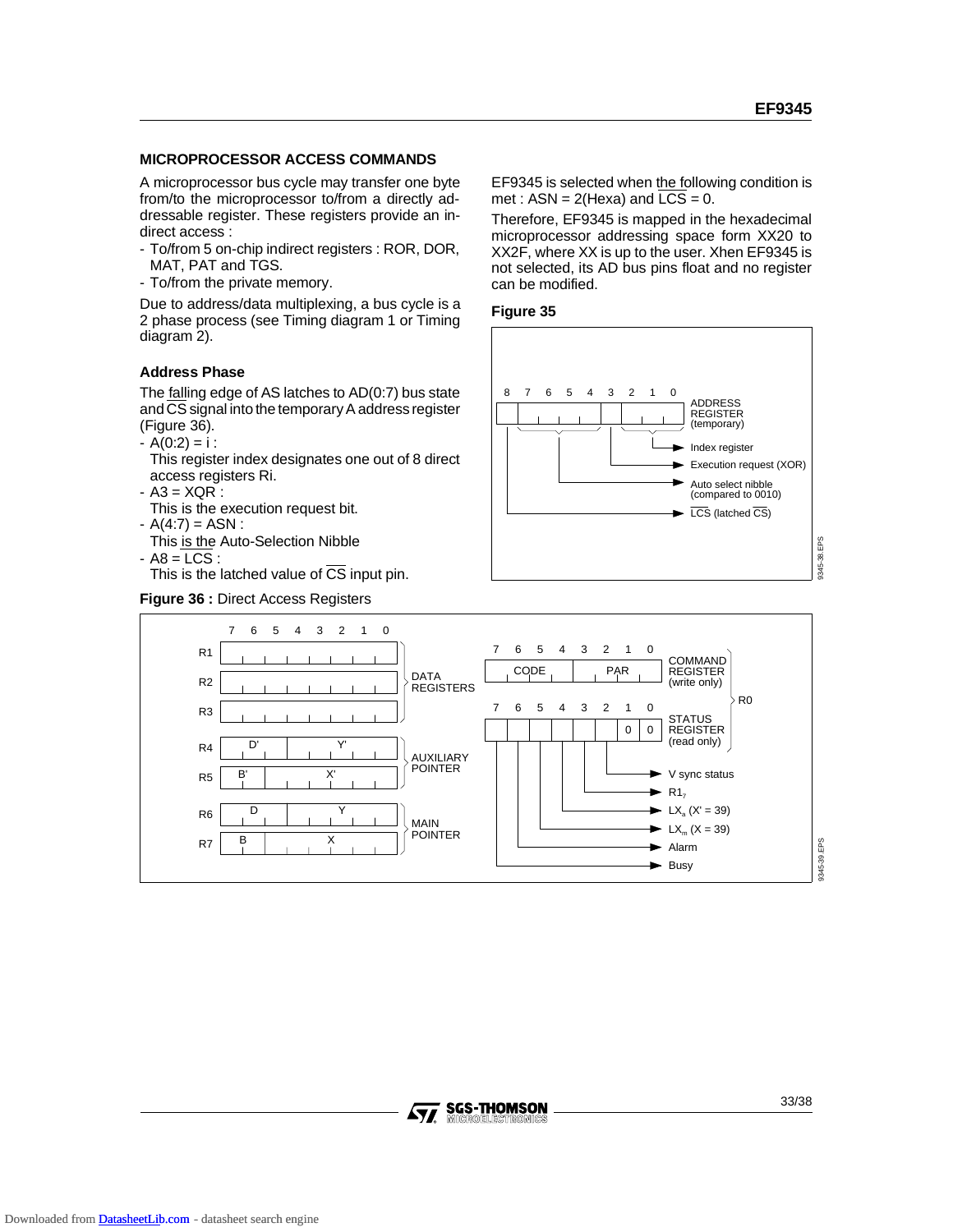## MICROPROCESSOR ACCESS COMMANDS

A microprocessor bus cycle may transfer one byte from/to the microprocessor to/from a directly addressable register. These registers provide an indirect access :

- To/from 5 on-chip indirect registers : ROR, DOR, MAT, PAT and TGS.
- To/from the private memory.

Due to address/data multiplexing, a bus cycle is a 2 phase process (see Timing diagram 1 or Timing diagram 2).

### Address Phase

The falling edge of AS latches to AD(0:7) bus state and $\overline{CS}$ signal into the temporary A address register (Figure 36).

- A(0:2) = i :
  This register index designates one out of 8 direct access registers Ri.
- A3 = XQR :
  This is the execution request bit.
- A(4:7) = ASN :
  This is the Auto-Selection Nibble
- A8 = LCS :
  This is the latched value of $\overline{CS}$ input pin.

EF9345 is selected when the following condition is met : ASN = 2(Hexa) and $\overline{LCS}$ = 0.

Therefore, EF9345 is mapped in the hexadecimal microprocessor addressing space form XX20 to XX2F, where XX is up to the user. Xhen EF9345 is not selected, its AD bus pins float and no register can be modified.

**Figure 35**

ADDRESS REGISTER (temporary), bits 8 7 6 5 4 3 2 1 0:
- Bits 2–0: Index register
- Bit 3: Execution request (XOR)
- Bits 7–4: Auto select nibble (compared to 0010)
- Bit 8: $\overline{LCS}$ (latched $\overline{CS}$)

**Figure 36 :** Direct Access Registers

| Register | Bits 7–0 | Group |
|---|---|---|
| R1 | | DATA REGISTERS |
| R2 | | DATA REGISTERS |
| R3 | | DATA REGISTERS |
| R4 | D' / Y' | AUXILIARY POINTER |
| R5 | B' / X' | AUXILIARY POINTER |
| R6 | D / Y | MAIN POINTER |
| R7 | B / X | MAIN POINTER |

R0:
- COMMAND REGISTER (write only): bits 7–4 CODE, bits 3–0 PAR
- STATUS REGISTER (read only): bits 1–0 = 0 0
  - Bit 2: V sync status
  - Bit 3: $R1_7$
  - Bit 4: $LX_a$ (X' = 39)
  - Bit 5: $LX_m$ (X = 39)
  - Bit 6: Alarm
  - Bit 7: Busy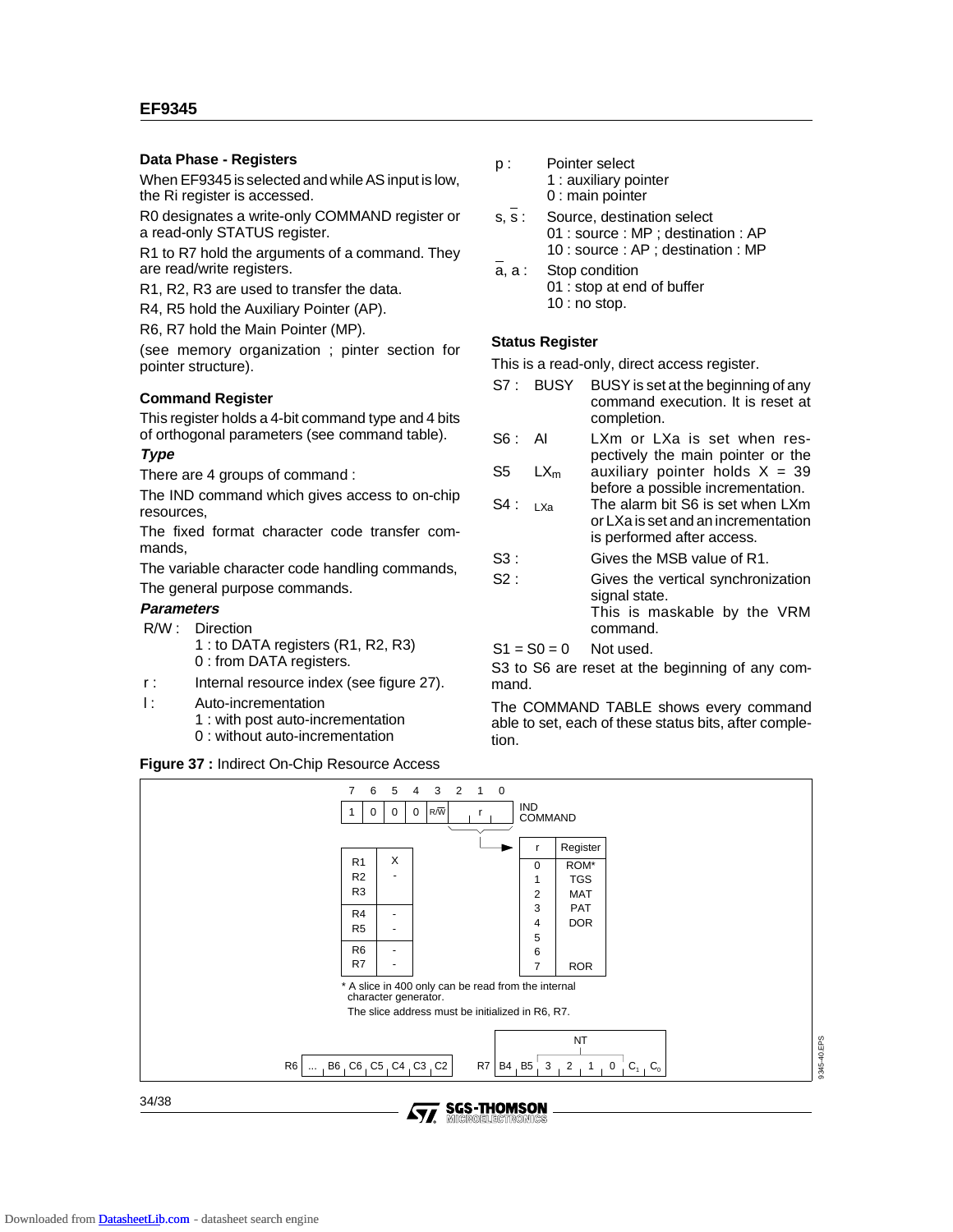### Data Phase - Registers

When EF9345 is selected and while AS input is low, the Ri register is accessed.

R0 designates a write-only COMMAND register or a read-only STATUS register.

R1 to R7 hold the arguments of a command. They are read/write registers.

R1, R2, R3 are used to transfer the data.

R4, R5 hold the Auxiliary Pointer (AP).

R6, R7 hold the Main Pointer (MP).

(see memory organization ; pinter section for pointer structure).

### Command Register

This register holds a 4-bit command type and 4 bits of orthogonal parameters (see command table).

***Type***

There are 4 groups of command :

The IND command which gives access to on-chip resources,

The fixed format character code transfer commands,

The variable character code handling commands,

The general purpose commands.

***Parameters***

- R/W : Direction
  - 1 : to DATA registers (R1, R2, R3)
  - 0 : from DATA registers.
- r : Internal resource index (see figure 27).
- I : Auto-incrementation
  - 1 : with post auto-incrementation
  - 0 : without auto-incrementation
- p : Pointer select
  - 1 : auxiliary pointer
  - 0 : main pointer
- s, $\bar{s}$ : Source, destination select
  - 01 : source : MP ; destination : AP
  - 10 : source : AP ; destination : MP
- $\bar{a}$, a : Stop condition
  - 01 : stop at end of buffer
  - 10 : no stop.

### Status Register

This is a read-only, direct access register.

| Bit | Name | Description |
|---|---|---|
| S7 : | BUSY | BUSY is set at the beginning of any command execution. It is reset at completion. |
| S6 : | AI | LXm or LXa is set when respectively the main pointer or the auxiliary pointer holds X = 39 before a possible incrementation. |
| S5 | $LX_m$ | |
| S4 : | LXa | The alarm bit S6 is set when LXm or LXa is set and an incrementation is performed after access. |
| S3 : | | Gives the MSB value of R1. |
| S2 : | | Gives the vertical synchronization signal state. This is maskable by the VRM command. |
| S1 = S0 = 0 | | Not used. |

S3 to S6 are reset at the beginning of any command.

The COMMAND TABLE shows every command able to set, each of these status bits, after completion.

**Figure 37 :** Indirect On-Chip Resource Access

IND COMMAND:

| 7 | 6 | 5 | 4 | 3 | 2 | 1 | 0 |
|---|---|---|---|---|---|---|---|
| 1 | 0 | 0 | 0 | R/$\overline{W}$ | r | | |

| Register | |
|---|---|
| R1 | X |
| R2 | - |
| R3 | |
| R4 | - |
| R5 | - |
| R6 | - |
| R7 | - |

| r | Register |
|---|---|
| 0 | ROM* |
| 1 | TGS |
| 2 | MAT |
| 3 | PAT |
| 4 | DOR |
| 5 | |
| 6 | |
| 7 | ROR |

\* A slice in 400 only can be read from the internal character generator.
The slice address must be initialized in R6, R7.

R6: ... B6 C6 C5 C4 C3 C2

R7: B4 B5 | NT: 3 2 1 0 | $C_1$ $C_0$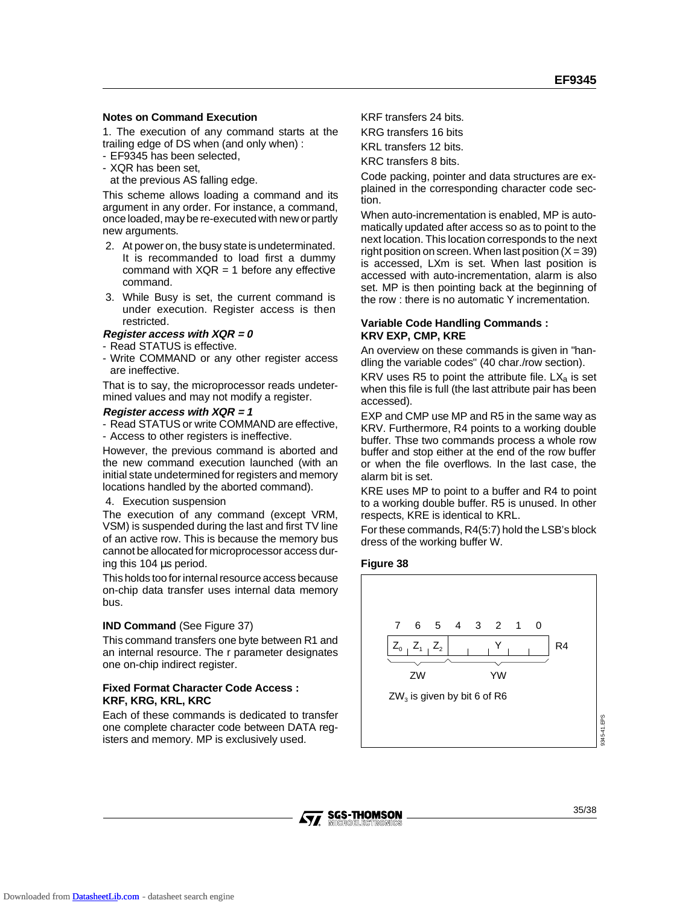### Notes on Command Execution

1. The execution of any command starts at the trailing edge of DS when (and only when) :
- EF9345 has been selected,
- XQR has been set,

  at the previous AS falling edge.

This scheme allows loading a command and its argument in any order. For instance, a command, once loaded, may be re-executed with new or partly new arguments.

2. At power on, the busy state is undeterminated. It is recommanded to load first a dummy command with XQR = 1 before any effective command.
3. While Busy is set, the current command is under execution. Register access is then restricted.

***Register access with XQR = 0***
- Read STATUS is effective.
- Write COMMAND or any other register access are ineffective.

That is to say, the microprocessor reads undetermined values and may not modify a register.

***Register access with XQR = 1***
- Read STATUS or write COMMAND are effective,
- Access to other registers is ineffective.

However, the previous command is aborted and the new command execution launched (with an initial state undetermined for registers and memory locations handled by the aborted command).

4. Execution suspension

The execution of any command (except VRM, VSM) is suspended during the last and first TV line of an active row. This is because the memory bus cannot be allocated for microprocessor access during this 104 µs period.

This holds too for internal resource access because on-chip data transfer uses internal data memory bus.

**IND Command** (See Figure 37)

This command transfers one byte between R1 and an internal resource. The r parameter designates one on-chip indirect register.

### Fixed Format Character Code Access : KRF, KRG, KRL, KRC

Each of these commands is dedicated to transfer one complete character code between DATA registers and memory. MP is exclusively used.

KRF transfers 24 bits.

KRG transfers 16 bits

KRL transfers 12 bits.

KRC transfers 8 bits.

Code packing, pointer and data structures are explained in the corresponding character code section.

When auto-incrementation is enabled, MP is automatically updated after access so as to point to the next location. This location corresponds to the next right position on screen. When last position (X = 39) is accessed, LXm is set. When last position is accessed with auto-incrementation, alarm is also set. MP is then pointing back at the beginning of the row : there is no automatic Y incrementation.

### Variable Code Handling Commands : KRV EXP, CMP, KRE

An overview on these commands is given in "handling the variable codes" (40 char./row section).

KRV uses R5 to point the attribute file. $LX_a$ is set when this file is full (the last attribute pair has been accessed).

EXP and CMP use MP and R5 in the same way as KRV. Furthermore, R4 points to a working double buffer. Thse two commands process a whole row buffer and stop either at the end of the row buffer or when the file overflows. In the last case, the alarm bit is set.

KRE uses MP to point to a buffer and R4 to point to a working double buffer. R5 is unused. In other respects, KRE is identical to KRL.

For these commands, R4(5:7) hold the LSB's block dress of the working buffer W.

**Figure 38**

| 7 | 6 | 5 | 4 | 3 | 2 | 1 | 0 | |
|---|---|---|---|---|---|---|---|---|
| $Z_0$ | $Z_1$ | $Z_2$ | | | Y | | | R4 |
| ZW | | | YW | | | | | |

$ZW_3$ is given by bit 6 of R6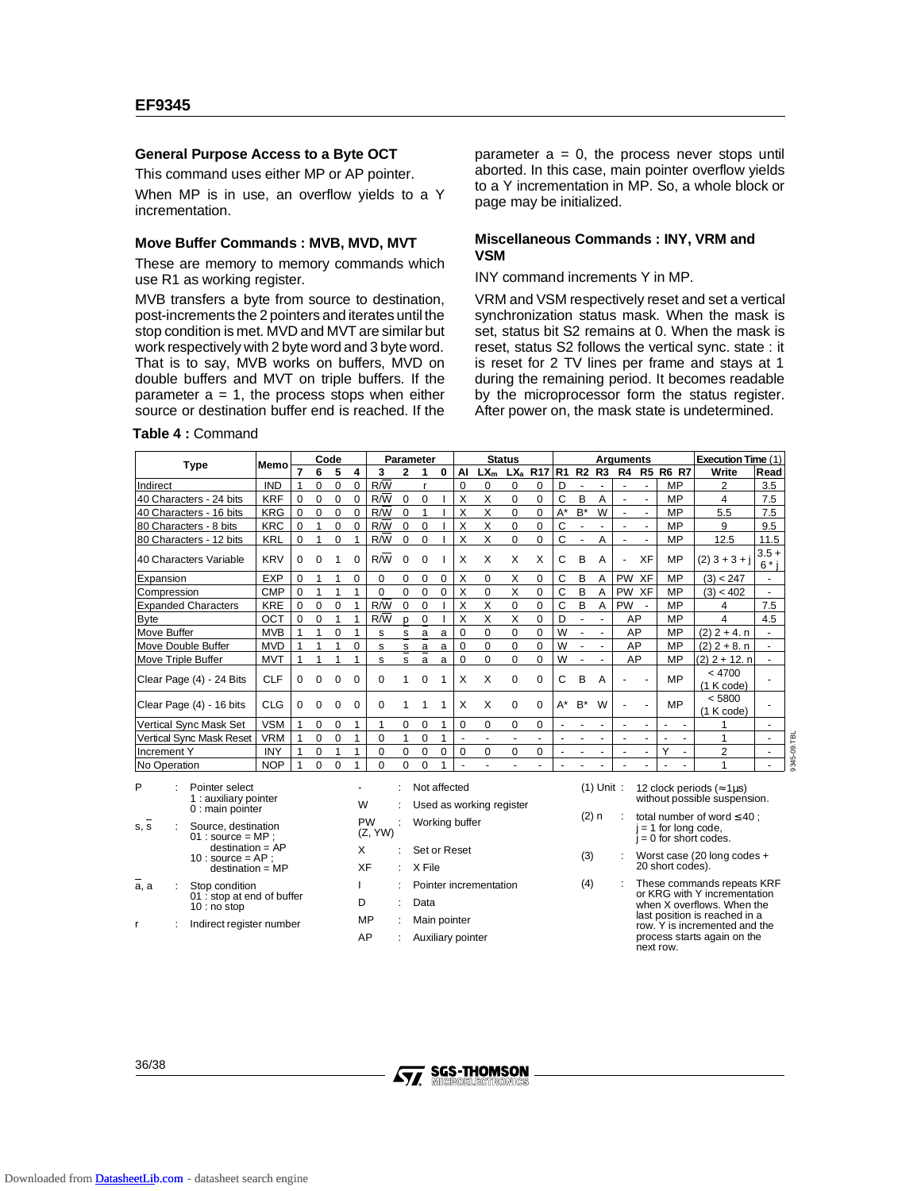## General Purpose Access to a Byte OCT

This command uses either MP or AP pointer.

When MP is in use, an overflow yields to a Y incrementation.

## Move Buffer Commands : MVB, MVD, MVT

These are memory to memory commands which use R1 as working register.

MVB transfers a byte from source to destination, post-increments the 2 pointers and iterates until the stop condition is met. MVD and MVT are similar but work respectively with 2 byte word and 3 byte word. That is to say, MVB works on buffers, MVD on double buffers and MVT on triple buffers. If the parameter a = 1, the process stops when either source or destination buffer end is reached. If the parameter a = 0, the process never stops until aborted. In this case, main pointer overflow yields to a Y incrementation in MP. So, a whole block or page may be initialized.

## Miscellaneous Commands : INY, VRM and VSM

INY command increments Y in MP.

VRM and VSM respectively reset and set a vertical synchronization status mask. When the mask is set, status bit S2 remains at 0. When the mask is reset, status S2 follows the vertical sync. state : it is reset for 2 TV lines per frame and stays at 1 during the remaining period. It becomes readable by the microprocessor form the status register. After power on, the mask state is undetermined.

**Table 4 :** Command

| Type | Memo | Code | | | | Parameter | | | | Status | | | | Arguments | | | | | | | Execution Time (1) | |
|---|---|---|---|---|---|---|---|---|---|---|---|---|---|---|---|---|---|---|---|---|---|---|
| | | 7 | 6 | 5 | 4 | 3 | 2 | 1 | 0 | AI | $LX_m$ | $LX_a$ | R17 | R1 | R2 | R3 | R4 | R5 | R6 | R7 | Write | Read |
| Indirect | IND | 1 | 0 | 0 | 0 | R/W̄ | | r | | 0 | 0 | 0 | 0 | D | - | - | - | - | MP | | 2 | 3.5 |
| 40 Characters - 24 bits | KRF | 0 | 0 | 0 | 0 | R/W̄ | 0 | 0 | I | X | X | 0 | 0 | C | B | A | - | - | MP | | 4 | 7.5 |
| 40 Characters - 16 bits | KRG | 0 | 0 | 0 | 0 | R/W̄ | 0 | 1 | I | X | X | 0 | 0 | A* | B* | W | - | - | MP | | 5.5 | 7.5 |
| 80 Characters - 8 bits | KRC | 0 | 1 | 0 | 0 | R/W̄ | 0 | 0 | I | X | X | 0 | 0 | C | - | - | - | - | MP | | 9 | 9.5 |
| 80 Characters - 12 bits | KRL | 0 | 1 | 0 | 1 | R/W̄ | 0 | 0 | I | X | X | 0 | 0 | C | - | A | - | - | MP | | 12.5 | 11.5 |
| 40 Characters Variable | KRV | 0 | 0 | 1 | 0 | R/W̄ | 0 | 0 | I | X | X | X | X | C | B | A | - | XF | MP | | (2) 3 + 3 + j | 3.5 + 6 * j |
| Expansion | EXP | 0 | 1 | 1 | 0 | 0 | 0 | 0 | 0 | X | 0 | X | 0 | C | B | A | PW | XF | MP | | (3) < 247 | - |
| Compression | CMP | 0 | 1 | 1 | 1 | 0 | 0 | 0 | 0 | X | 0 | X | 0 | C | B | A | PW | XF | MP | | (3) < 402 | - |
| Expanded Characters | KRE | 0 | 0 | 0 | 1 | R/W̄ | 0 | 0 | I | X | X | 0 | 0 | C | B | A | PW | - | MP | | 4 | 7.5 |
| Byte | OCT | 0 | 0 | 1 | 1 | R/W̄ | p | 0 | I | X | X | X | 0 | D | - | - | AP | | MP | | 4 | 4.5 |
| Move Buffer | MVB | 1 | 1 | 0 | 1 | s | s̄ | ā | a | 0 | 0 | 0 | 0 | W | - | - | AP | | MP | | (2) 2 + 4. n | - |
| Move Double Buffer | MVD | 1 | 1 | 1 | 0 | s | s̄ | ā | a | 0 | 0 | 0 | 0 | W | - | - | AP | | MP | | (2) 2 + 8. n | - |
| Move Triple Buffer | MVT | 1 | 1 | 1 | 1 | s | s̄ | ā | a | 0 | 0 | 0 | 0 | W | - | - | AP | | MP | | (2) 2 + 12. n | - |
| Clear Page (4) - 24 Bits | CLF | 0 | 0 | 0 | 0 | 0 | 1 | 0 | 1 | X | X | 0 | 0 | C | B | A | - | - | MP | | < 4700 (1 K code) | - |
| Clear Page (4) - 16 bits | CLG | 0 | 0 | 0 | 0 | 0 | 1 | 1 | 1 | X | X | 0 | 0 | A* | B* | W | - | - | MP | | < 5800 (1 K code) | - |
| Vertical Sync Mask Set | VSM | 1 | 0 | 0 | 1 | 1 | 0 | 0 | 1 | 0 | 0 | 0 | 0 | - | - | - | - | - | - | - | 1 | - |
| Vertical Sync Mask Reset | VRM | 1 | 0 | 0 | 1 | 0 | 1 | 0 | 1 | - | - | - | - | - | - | - | - | - | - | - | 1 | - |
| Increment Y | INY | 1 | 0 | 1 | 1 | 0 | 0 | 0 | 0 | 0 | 0 | 0 | 0 | - | - | - | - | - | Y | - | 2 | - |
| No Operation | NOP | 1 | 0 | 0 | 1 | 0 | 0 | 0 | 1 | - | - | - | - | - | - | - | - | - | - | - | 1 | - |

P : Pointer select
 1 : auxiliary pointer
 0 : main pointer

s, s̄ : Source, destination
 01 : source = MP ; destination = AP
 10 : source = AP ; destination = MP

ā, a : Stop condition
 01 : stop at end of buffer
 10 : no stop

r : Indirect register number

\- : Not affected

W : Used as working register

PW (Z, YW) : Working buffer

X : Set or Reset

XF : X File

I : Pointer incrementation

D : Data

MP : Main pointer

AP : Auxiliary pointer

(1) Unit : 12 clock periods (≈ 1µs) without possible suspension.

(2) n : total number of word ≤ 40 ; j = 1 for long code, j = 0 for short codes.

(3) : Worst case (20 long codes + 20 short codes).

(4) : These commands repeats KRF or KRG with Y incrementation when X overflows. When the last position is reached in a row. Y is incremented and the process starts again on the next row.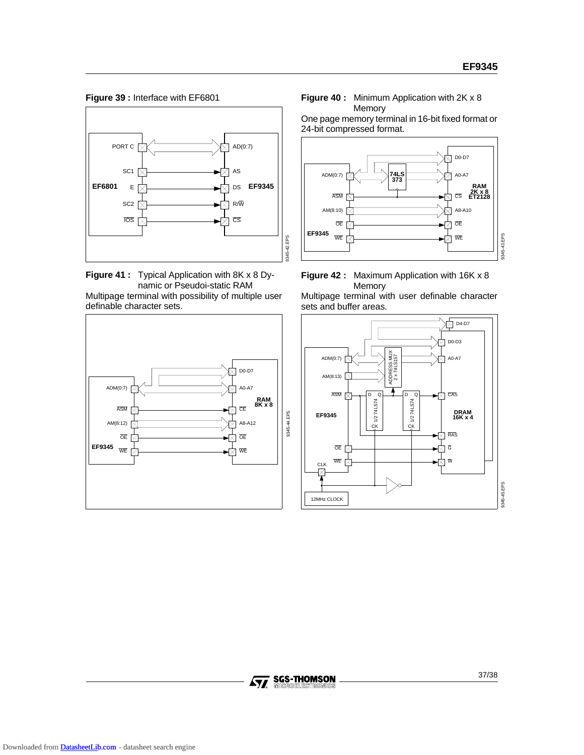**Figure 39 :** Interface with EF6801

**Figure 40 :** Minimum Application with 2K x 8 Memory

One page memory terminal in 16-bit fixed format or 24-bit compressed format.

**Figure 41 :** Typical Application with 8K x 8 Dynamic or Pseudoi-static RAM

Multipage terminal with possibility of multiple user definable character sets.

**Figure 42 :** Maximum Application with 16K x 8 Memory

Multipage terminal with user definable character sets and buffer areas.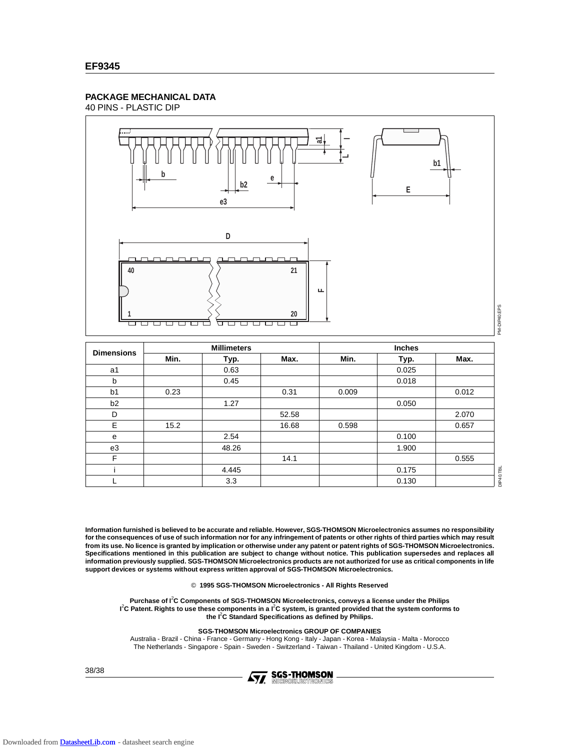## PACKAGE MECHANICAL DATA

40 PINS - PLASTIC DIP

a1
I
L
b1
b
e
b2
E
e3
D
40
21
F
1
20

PM-DIP40.EPS

| Dimensions | Millimeters | | | Inches | | |
|---|---|---|---|---|---|---|
| | Min. | Typ. | Max. | Min. | Typ. | Max. |
| a1 | | 0.63 | | | 0.025 | |
| b | | 0.45 | | | 0.018 | |
| b1 | 0.23 | | 0.31 | 0.009 | | 0.012 |
| b2 | | 1.27 | | | 0.050 | |
| D | | | 52.58 | | | 2.070 |
| E | 15.2 | | 16.68 | 0.598 | | 0.657 |
| e | | 2.54 | | | 0.100 | |
| e3 | | 48.26 | | | 1.900 | |
| F | | | 14.1 | | | 0.555 |
| i | | 4.445 | | | 0.175 | |
| L | | 3.3 | | | 0.130 | |

DIP40.TBL

**Information furnished is believed to be accurate and reliable. However, SGS-THOMSON Microelectronics assumes no responsibility for the consequences of use of such information nor for any infringement of patents or other rights of third parties which may result from its use. No licence is granted by implication or otherwise under any patent or patent rights of SGS-THOMSON Microelectronics. Specifications mentioned in this publication are subject to change without notice. This publication supersedes and replaces all information previously supplied. SGS-THOMSON Microelectronics products are not authorized for use as critical components in life support devices or systems without express written approval of SGS-THOMSON Microelectronics.**

**© 1995 SGS-THOMSON Microelectronics - All Rights Reserved**

**Purchase of $I^2C$ Components of SGS-THOMSON Microelectronics, conveys a license under the Philips $I^2C$ Patent. Rights to use these components in a $I^2C$ system, is granted provided that the system conforms to the $I^2C$ Standard Specifications as defined by Philips.**

**SGS-THOMSON Microelectronics GROUP OF COMPANIES**

Australia - Brazil - China - France - Germany - Hong Kong - Italy - Japan - Korea - Malaysia - Malta - Morocco
The Netherlands - Singapore - Spain - Sweden - Switzerland - Taiwan - Thailand - United Kingdom - U.S.A.